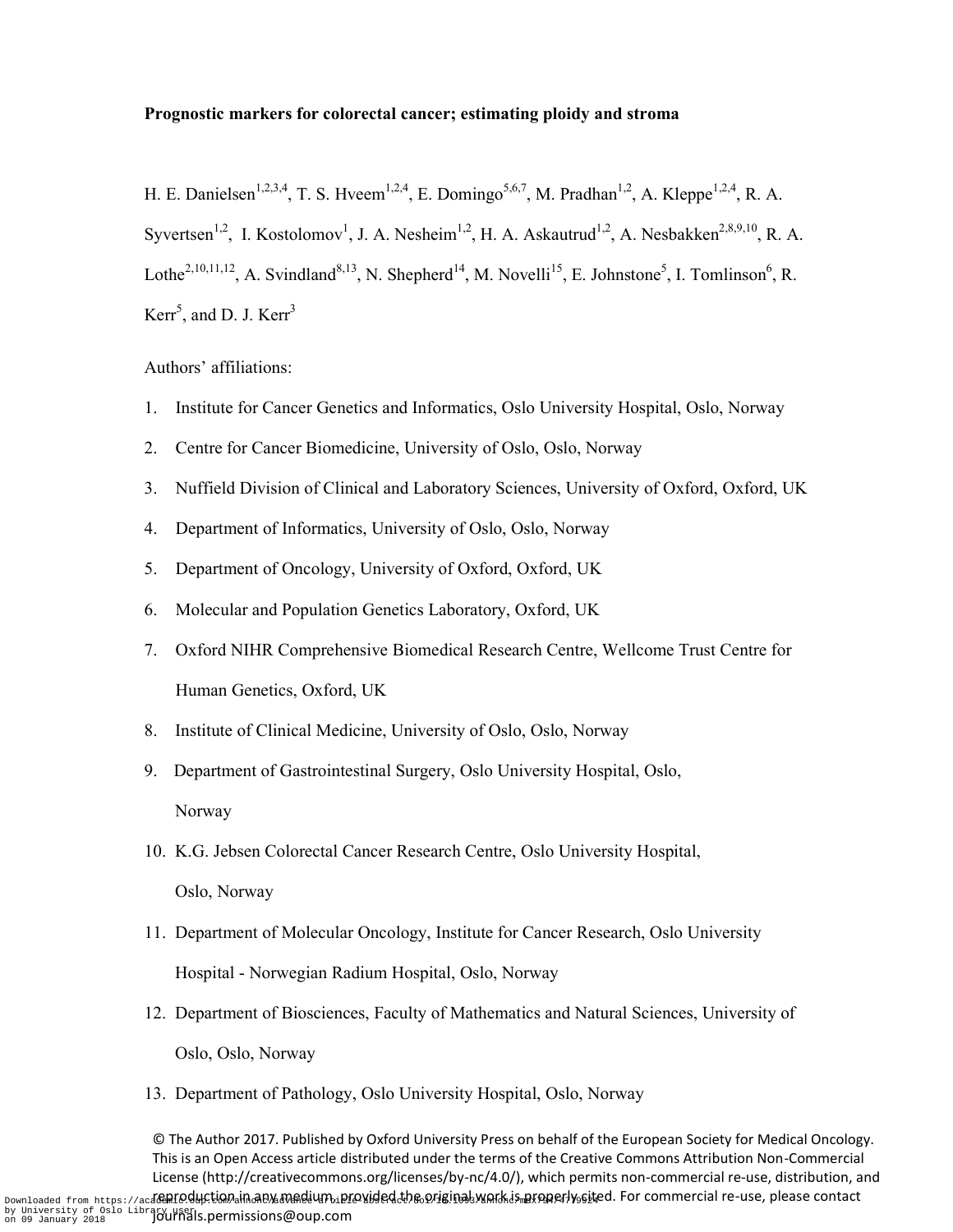**Prognostic markers for colorectal cancer; estimating ploidy and stroma**

H. E. Danielsen[1,2,3,4], T. S. Hveem[1,2,4], E. Domingo[5,6,7], M. Pradhan[1,2], A. Kleppe[1,2,4], R. A. Syvertsen[1,2], I. Kostolomov[1], J. A. Nesheim[1,2], H. A. Askautrud[1,2], A. Nesbakken[2,8,9,10], R. A. Lothe[2,10,11,12], A. Svindland[8,13], N. Shepherd[14], M. Novelli[15], E. Johnstone[5], I. Tomlinson[6], R. Kerr[5], and D. J. Kerr[3]

Authors' affiliations:

1. Institute for Cancer Genetics and Informatics, Oslo University Hospital, Oslo, Norway
2. Centre for Cancer Biomedicine, University of Oslo, Oslo, Norway
3. Nuffield Division of Clinical and Laboratory Sciences, University of Oxford, Oxford, UK
4. Department of Informatics, University of Oslo, Oslo, Norway
5. Department of Oncology, University of Oxford, Oxford, UK
6. Molecular and Population Genetics Laboratory, Oxford, UK
7. Oxford NIHR Comprehensive Biomedical Research Centre, Wellcome Trust Centre for Human Genetics, Oxford, UK
8. Institute of Clinical Medicine, University of Oslo, Oslo, Norway
9. Department of Gastrointestinal Surgery, Oslo University Hospital, Oslo, Norway
10. K.G. Jebsen Colorectal Cancer Research Centre, Oslo University Hospital, Oslo, Norway
11. Department of Molecular Oncology, Institute for Cancer Research, Oslo University Hospital - Norwegian Radium Hospital, Oslo, Norway
12. Department of Biosciences, Faculty of Mathematics and Natural Sciences, University of Oslo, Oslo, Norway
13. Department of Pathology, Oslo University Hospital, Oslo, Norway

© The Author 2017. Published by Oxford University Press on behalf of the European Society for Medical Oncology. This is an Open Access article distributed under the terms of the Creative Commons Attribution Non-Commercial License (http://creativecommons.org/licenses/by-nc/4.0/), which permits non-commercial re-use, distribution, and reproduction in any medium, provided the original work is properly cited. For commercial re-use, please contact journals.permissions@oup.com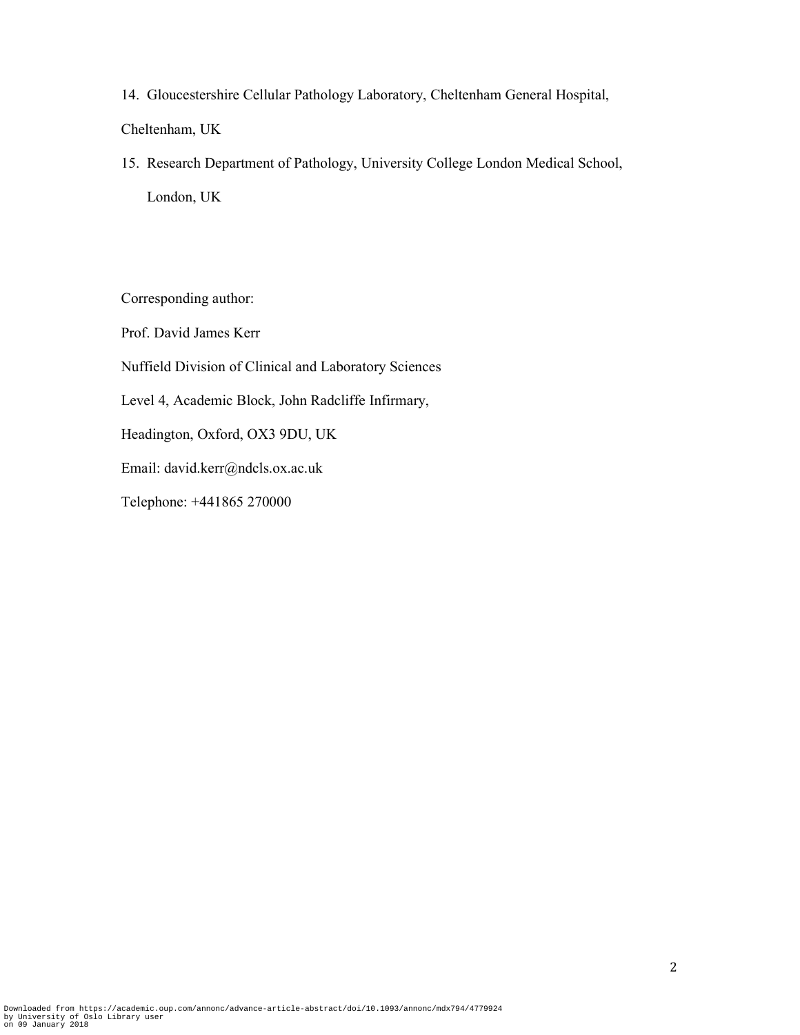14. Gloucestershire Cellular Pathology Laboratory, Cheltenham General Hospital, Cheltenham, UK
15. Research Department of Pathology, University College London Medical School, London, UK

Corresponding author:

Prof. David James Kerr

Nuffield Division of Clinical and Laboratory Sciences

Level 4, Academic Block, John Radcliffe Infirmary,

Headington, Oxford, OX3 9DU, UK

Email: david.kerr@ndcls.ox.ac.uk

Telephone: +441865 270000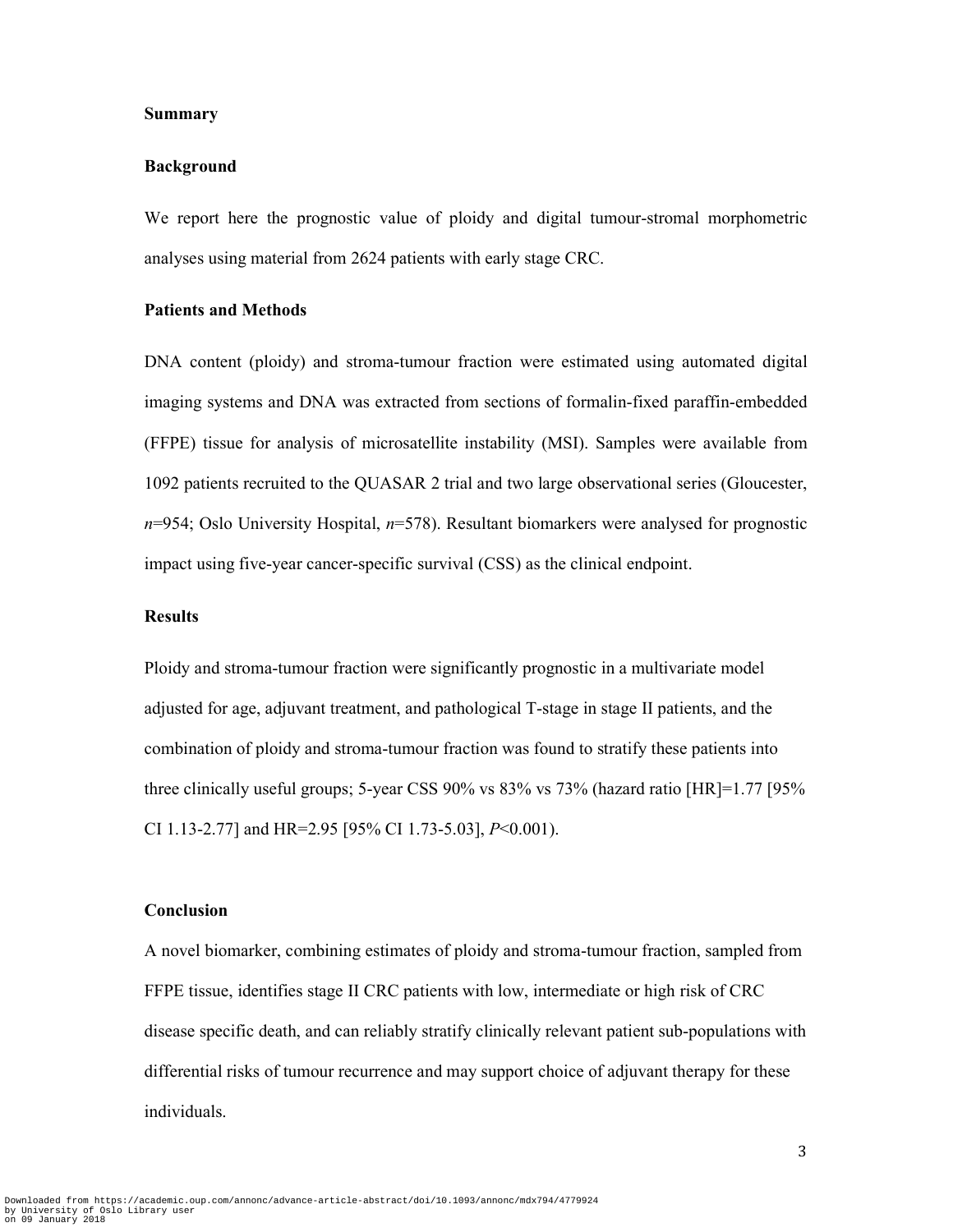## Summary

### Background

We report here the prognostic value of ploidy and digital tumour-stromal morphometric analyses using material from 2624 patients with early stage CRC.

### Patients and Methods

DNA content (ploidy) and stroma-tumour fraction were estimated using automated digital imaging systems and DNA was extracted from sections of formalin-fixed paraffin-embedded (FFPE) tissue for analysis of microsatellite instability (MSI). Samples were available from 1092 patients recruited to the QUASAR 2 trial and two large observational series (Gloucester, *n*=954; Oslo University Hospital, *n*=578). Resultant biomarkers were analysed for prognostic impact using five-year cancer-specific survival (CSS) as the clinical endpoint.

### Results

Ploidy and stroma-tumour fraction were significantly prognostic in a multivariate model adjusted for age, adjuvant treatment, and pathological T-stage in stage II patients, and the combination of ploidy and stroma-tumour fraction was found to stratify these patients into three clinically useful groups; 5-year CSS 90% vs 83% vs 73% (hazard ratio [HR]=1.77 [95% CI 1.13-2.77] and HR=2.95 [95% CI 1.73-5.03], *P*<0.001).

### Conclusion

A novel biomarker, combining estimates of ploidy and stroma-tumour fraction, sampled from FFPE tissue, identifies stage II CRC patients with low, intermediate or high risk of CRC disease specific death, and can reliably stratify clinically relevant patient sub-populations with differential risks of tumour recurrence and may support choice of adjuvant therapy for these individuals.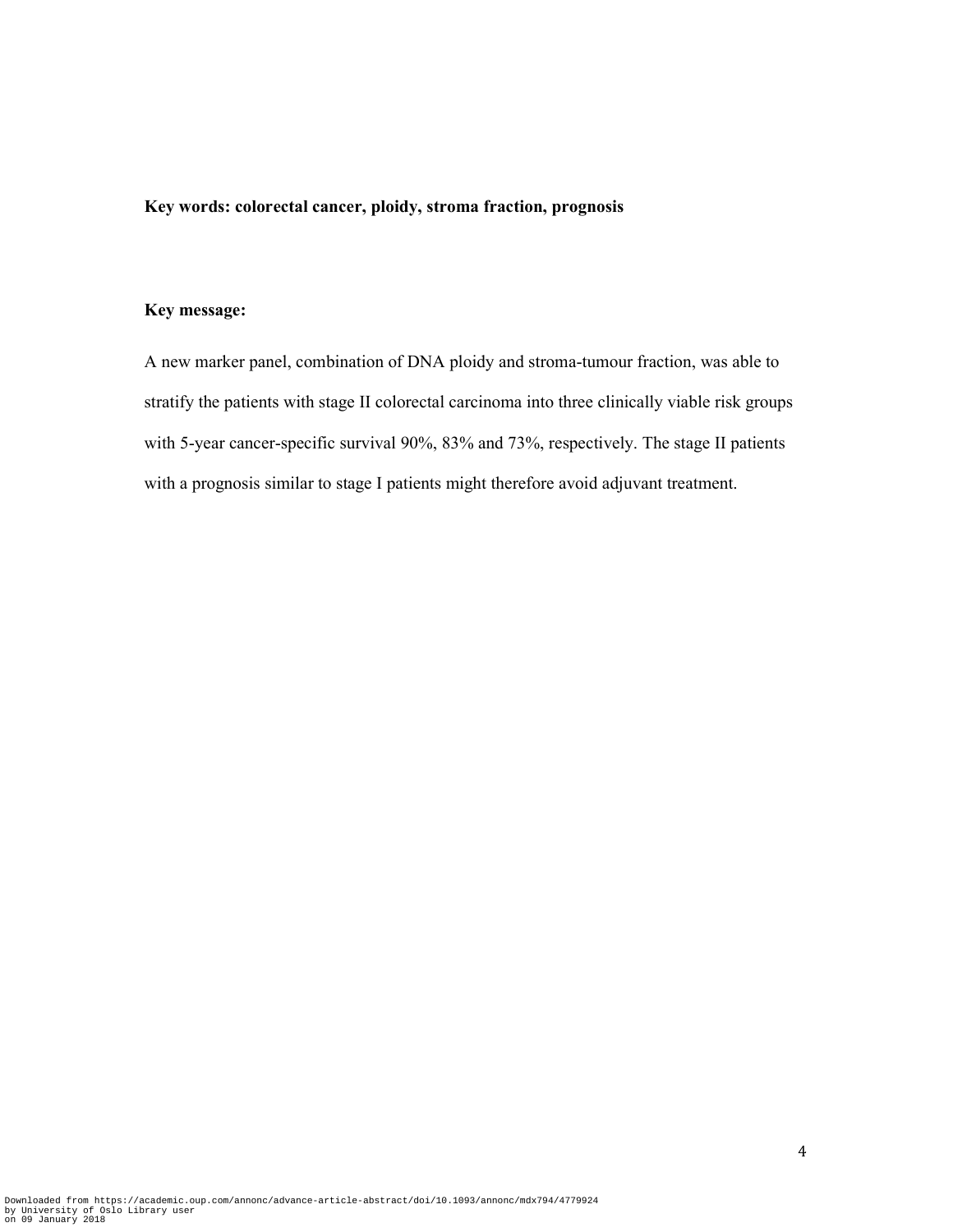**Key words: colorectal cancer, ploidy, stroma fraction, prognosis**

**Key message:**

A new marker panel, combination of DNA ploidy and stroma-tumour fraction, was able to stratify the patients with stage II colorectal carcinoma into three clinically viable risk groups with 5-year cancer-specific survival 90%, 83% and 73%, respectively. The stage II patients with a prognosis similar to stage I patients might therefore avoid adjuvant treatment.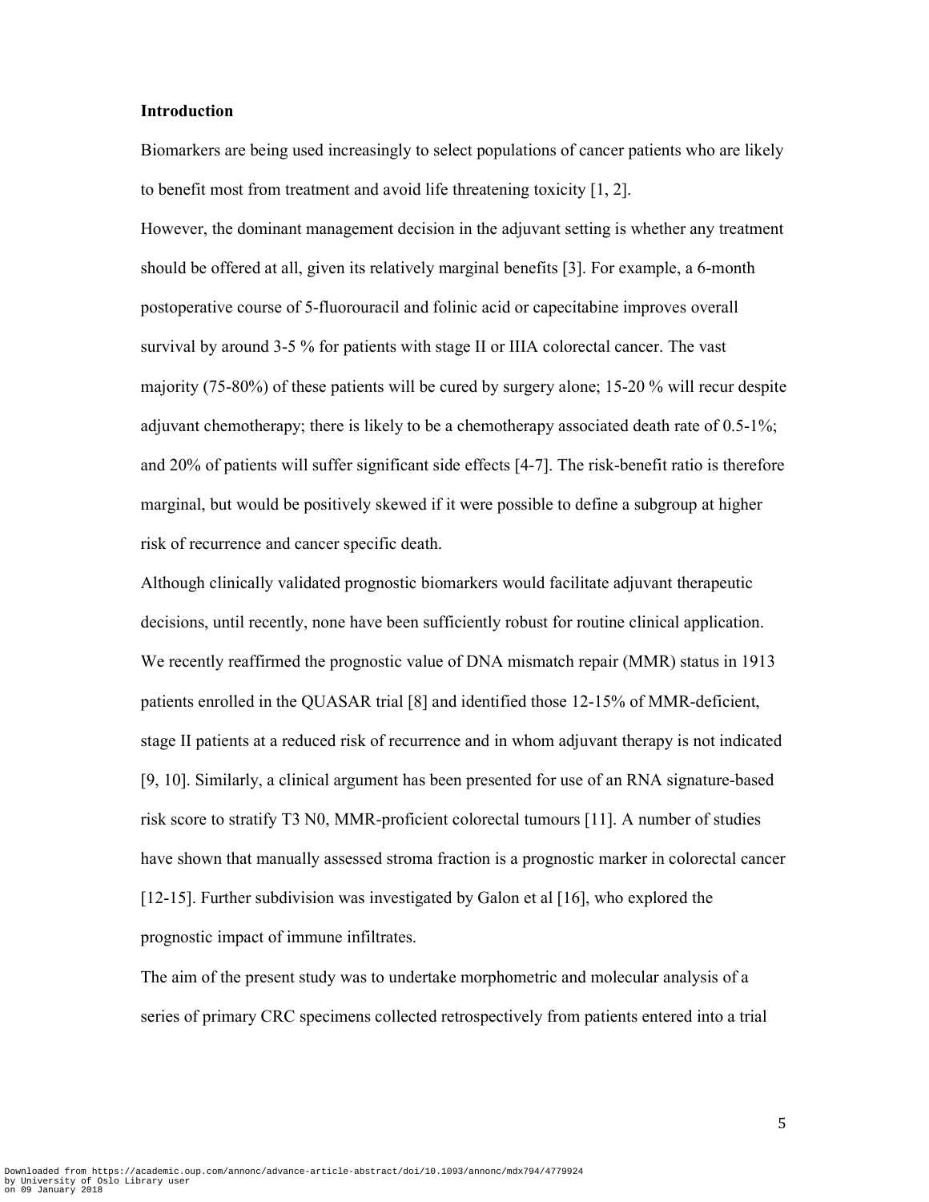**Introduction**

Biomarkers are being used increasingly to select populations of cancer patients who are likely to benefit most from treatment and avoid life threatening toxicity [1, 2].

However, the dominant management decision in the adjuvant setting is whether any treatment should be offered at all, given its relatively marginal benefits [3]. For example, a 6-month postoperative course of 5-fluorouracil and folinic acid or capecitabine improves overall survival by around 3-5 % for patients with stage II or IIIA colorectal cancer. The vast majority (75-80%) of these patients will be cured by surgery alone; 15-20 % will recur despite adjuvant chemotherapy; there is likely to be a chemotherapy associated death rate of 0.5-1%; and 20% of patients will suffer significant side effects [4-7]. The risk-benefit ratio is therefore marginal, but would be positively skewed if it were possible to define a subgroup at higher risk of recurrence and cancer specific death.

Although clinically validated prognostic biomarkers would facilitate adjuvant therapeutic decisions, until recently, none have been sufficiently robust for routine clinical application. We recently reaffirmed the prognostic value of DNA mismatch repair (MMR) status in 1913 patients enrolled in the QUASAR trial [8] and identified those 12-15% of MMR-deficient, stage II patients at a reduced risk of recurrence and in whom adjuvant therapy is not indicated [9, 10]. Similarly, a clinical argument has been presented for use of an RNA signature-based risk score to stratify T3 N0, MMR-proficient colorectal tumours [11]. A number of studies have shown that manually assessed stroma fraction is a prognostic marker in colorectal cancer [12-15]. Further subdivision was investigated by Galon et al [16], who explored the prognostic impact of immune infiltrates.

The aim of the present study was to undertake morphometric and molecular analysis of a series of primary CRC specimens collected retrospectively from patients entered into a trial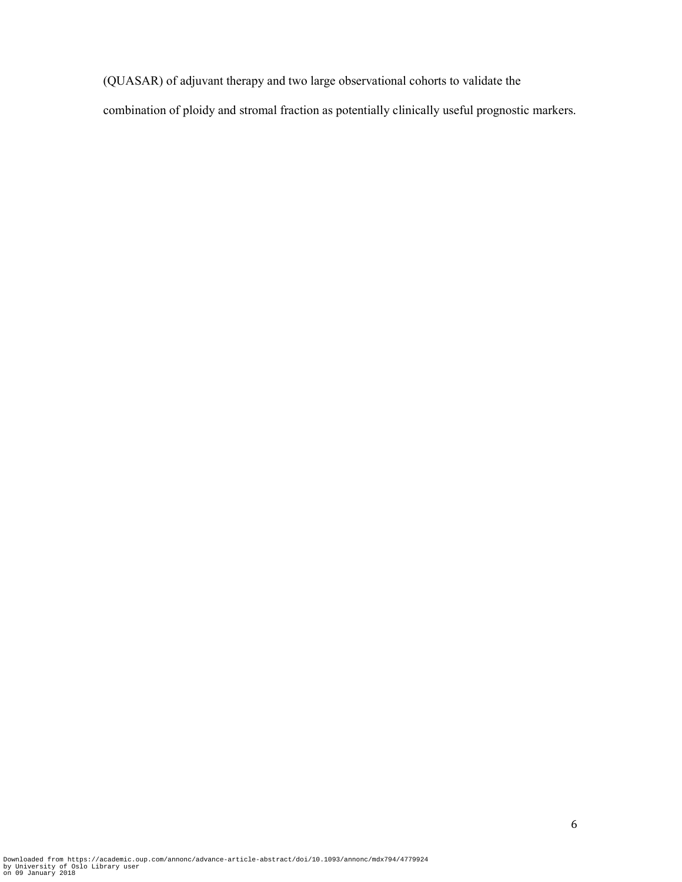(QUASAR) of adjuvant therapy and two large observational cohorts to validate the combination of ploidy and stromal fraction as potentially clinically useful prognostic markers.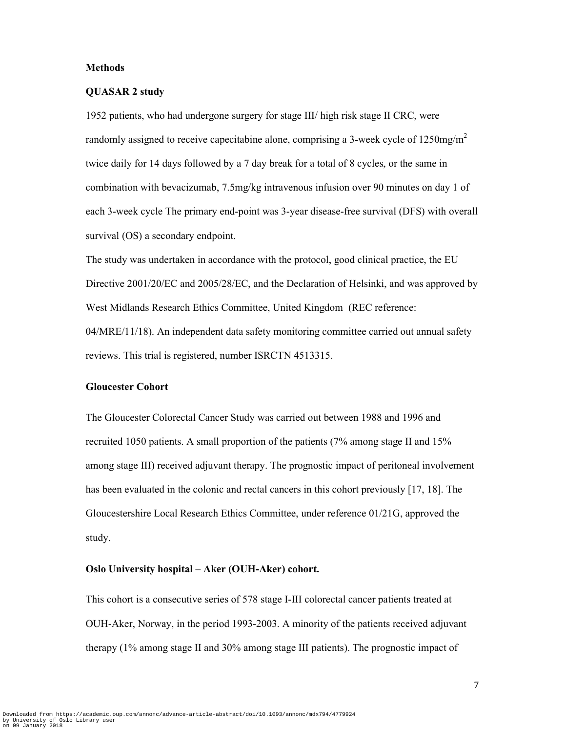**Methods**

**QUASAR 2 study**

1952 patients, who had undergone surgery for stage III/ high risk stage II CRC, were randomly assigned to receive capecitabine alone, comprising a 3-week cycle of 1250mg/m$^2$ twice daily for 14 days followed by a 7 day break for a total of 8 cycles, or the same in combination with bevacizumab, 7.5mg/kg intravenous infusion over 90 minutes on day 1 of each 3-week cycle The primary end-point was 3-year disease-free survival (DFS) with overall survival (OS) a secondary endpoint.

The study was undertaken in accordance with the protocol, good clinical practice, the EU Directive 2001/20/EC and 2005/28/EC, and the Declaration of Helsinki, and was approved by West Midlands Research Ethics Committee, United Kingdom (REC reference: 04/MRE/11/18). An independent data safety monitoring committee carried out annual safety reviews. This trial is registered, number ISRCTN 4513315.

**Gloucester Cohort**

The Gloucester Colorectal Cancer Study was carried out between 1988 and 1996 and recruited 1050 patients. A small proportion of the patients (7% among stage II and 15% among stage III) received adjuvant therapy. The prognostic impact of peritoneal involvement has been evaluated in the colonic and rectal cancers in this cohort previously [17, 18]. The Gloucestershire Local Research Ethics Committee, under reference 01/21G, approved the study.

**Oslo University hospital – Aker (OUH-Aker) cohort.**

This cohort is a consecutive series of 578 stage I-III colorectal cancer patients treated at OUH-Aker, Norway, in the period 1993-2003. A minority of the patients received adjuvant therapy (1% among stage II and 30% among stage III patients). The prognostic impact of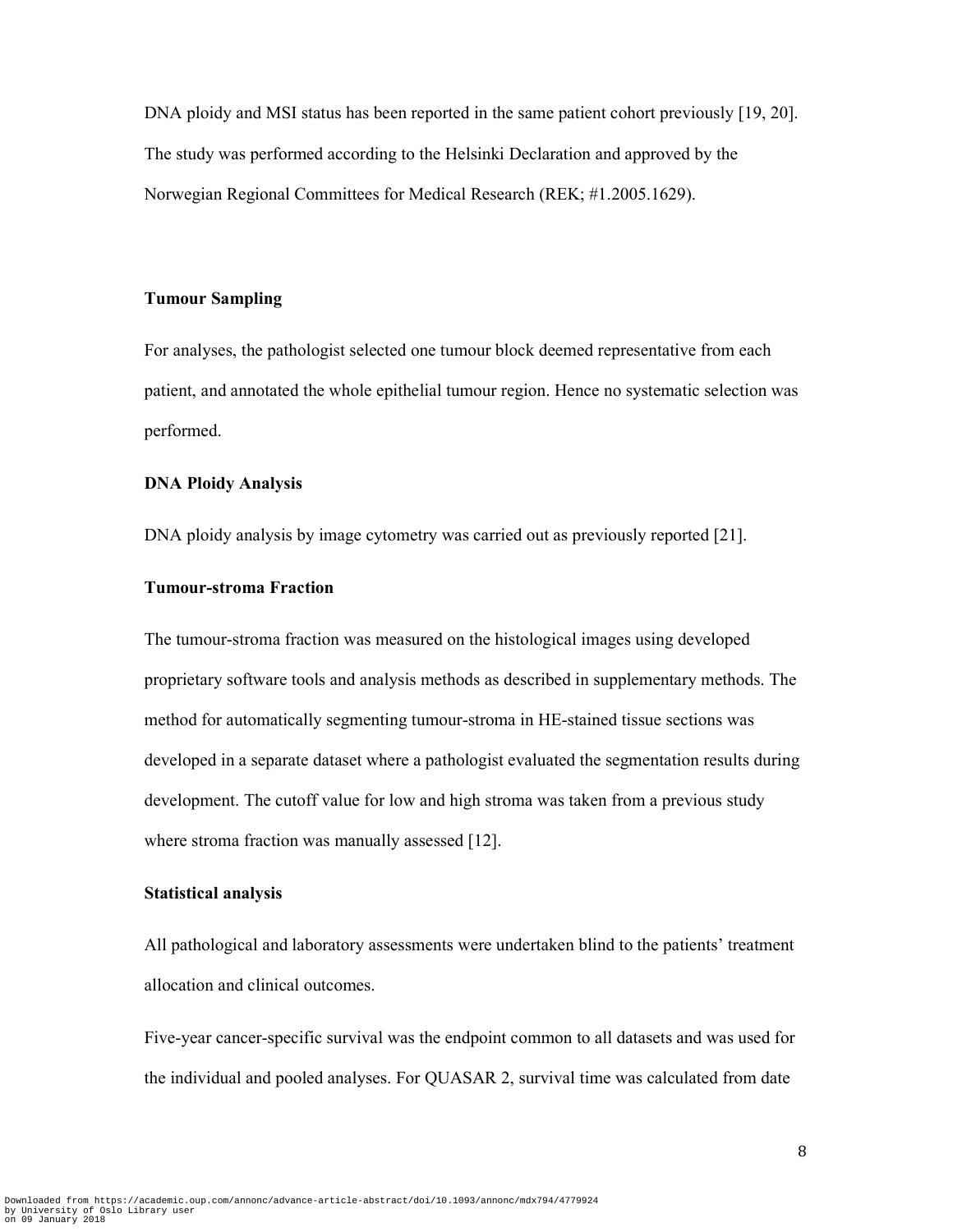DNA ploidy and MSI status has been reported in the same patient cohort previously [19, 20]. The study was performed according to the Helsinki Declaration and approved by the Norwegian Regional Committees for Medical Research (REK; #1.2005.1629).

### Tumour Sampling

For analyses, the pathologist selected one tumour block deemed representative from each patient, and annotated the whole epithelial tumour region. Hence no systematic selection was performed.

### DNA Ploidy Analysis

DNA ploidy analysis by image cytometry was carried out as previously reported [21].

### Tumour-stroma Fraction

The tumour-stroma fraction was measured on the histological images using developed proprietary software tools and analysis methods as described in supplementary methods. The method for automatically segmenting tumour-stroma in HE-stained tissue sections was developed in a separate dataset where a pathologist evaluated the segmentation results during development. The cutoff value for low and high stroma was taken from a previous study where stroma fraction was manually assessed [12].

### Statistical analysis

All pathological and laboratory assessments were undertaken blind to the patients' treatment allocation and clinical outcomes.

Five-year cancer-specific survival was the endpoint common to all datasets and was used for the individual and pooled analyses. For QUASAR 2, survival time was calculated from date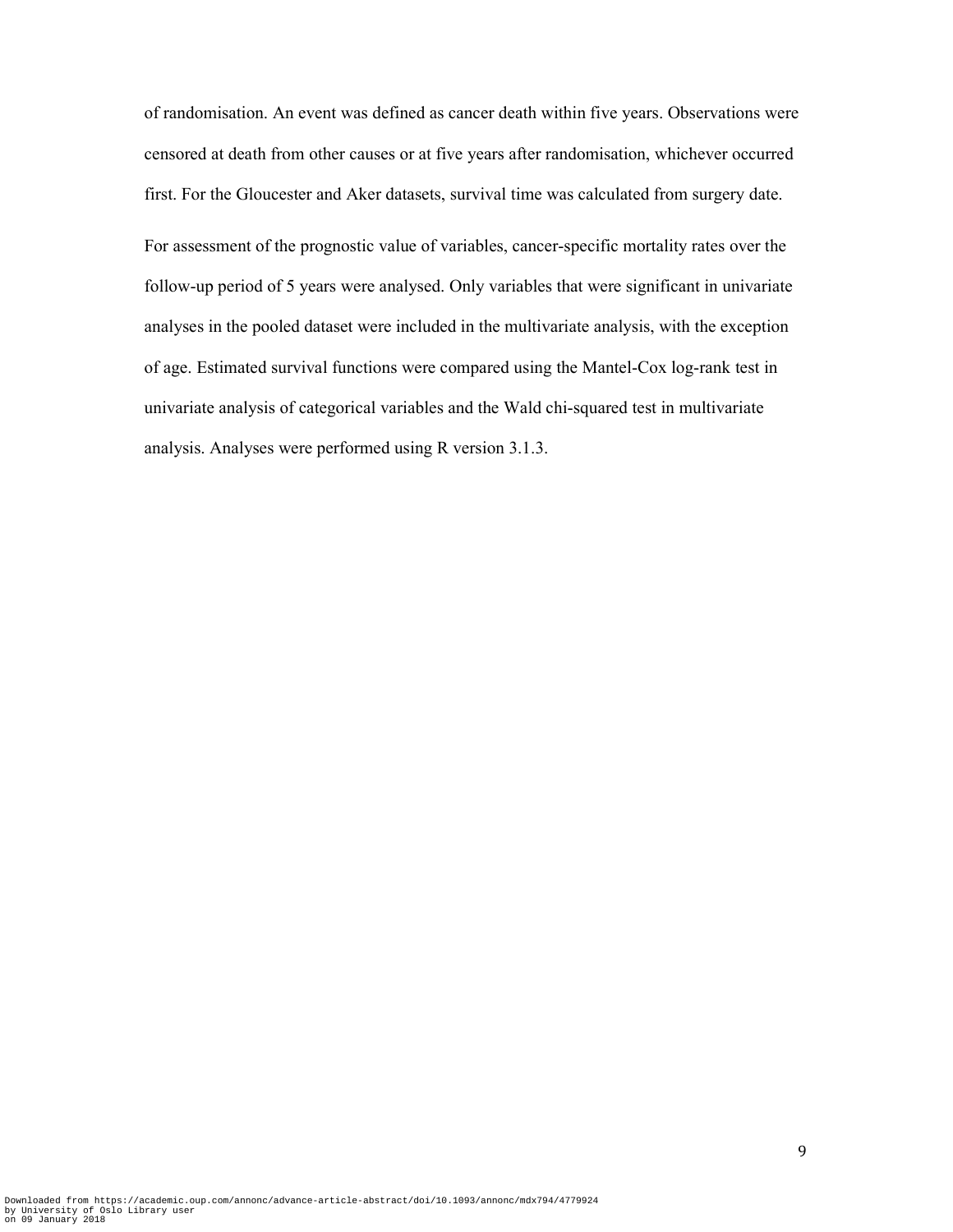of randomisation. An event was defined as cancer death within five years. Observations were censored at death from other causes or at five years after randomisation, whichever occurred first. For the Gloucester and Aker datasets, survival time was calculated from surgery date.

For assessment of the prognostic value of variables, cancer-specific mortality rates over the follow-up period of 5 years were analysed. Only variables that were significant in univariate analyses in the pooled dataset were included in the multivariate analysis, with the exception of age. Estimated survival functions were compared using the Mantel-Cox log-rank test in univariate analysis of categorical variables and the Wald chi-squared test in multivariate analysis. Analyses were performed using R version 3.1.3.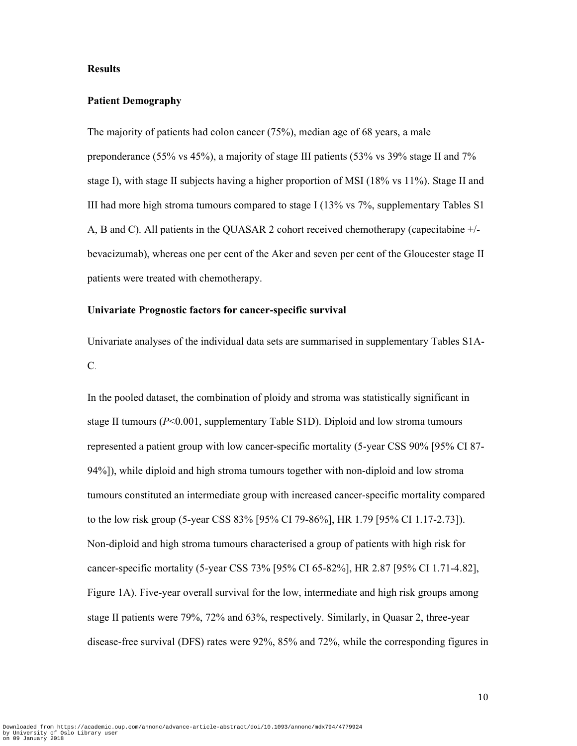## Results

### Patient Demography

The majority of patients had colon cancer (75%), median age of 68 years, a male preponderance (55% vs 45%), a majority of stage III patients (53% vs 39% stage II and 7% stage I), with stage II subjects having a higher proportion of MSI (18% vs 11%). Stage II and III had more high stroma tumours compared to stage I (13% vs 7%, supplementary Tables S1 A, B and C). All patients in the QUASAR 2 cohort received chemotherapy (capecitabine +/- bevacizumab), whereas one per cent of the Aker and seven per cent of the Gloucester stage II patients were treated with chemotherapy.

### Univariate Prognostic factors for cancer-specific survival

Univariate analyses of the individual data sets are summarised in supplementary Tables S1A-C.

In the pooled dataset, the combination of ploidy and stroma was statistically significant in stage II tumours (*P*<0.001, supplementary Table S1D). Diploid and low stroma tumours represented a patient group with low cancer-specific mortality (5-year CSS 90% [95% CI 87-94%]), while diploid and high stroma tumours together with non-diploid and low stroma tumours constituted an intermediate group with increased cancer-specific mortality compared to the low risk group (5-year CSS 83% [95% CI 79-86%], HR 1.79 [95% CI 1.17-2.73]). Non-diploid and high stroma tumours characterised a group of patients with high risk for cancer-specific mortality (5-year CSS 73% [95% CI 65-82%], HR 2.87 [95% CI 1.71-4.82], Figure 1A). Five-year overall survival for the low, intermediate and high risk groups among stage II patients were 79%, 72% and 63%, respectively. Similarly, in Quasar 2, three-year disease-free survival (DFS) rates were 92%, 85% and 72%, while the corresponding figures in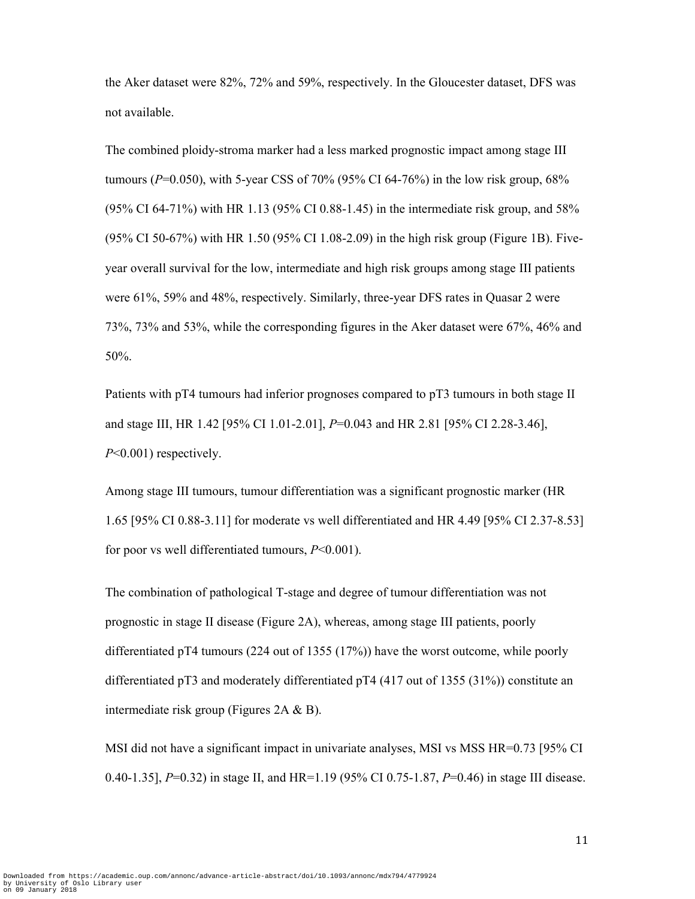the Aker dataset were 82%, 72% and 59%, respectively. In the Gloucester dataset, DFS was not available.

The combined ploidy-stroma marker had a less marked prognostic impact among stage III tumours (*P*=0.050), with 5-year CSS of 70% (95% CI 64-76%) in the low risk group, 68% (95% CI 64-71%) with HR 1.13 (95% CI 0.88-1.45) in the intermediate risk group, and 58% (95% CI 50-67%) with HR 1.50 (95% CI 1.08-2.09) in the high risk group (Figure 1B). Five-year overall survival for the low, intermediate and high risk groups among stage III patients were 61%, 59% and 48%, respectively. Similarly, three-year DFS rates in Quasar 2 were 73%, 73% and 53%, while the corresponding figures in the Aker dataset were 67%, 46% and 50%.

Patients with pT4 tumours had inferior prognoses compared to pT3 tumours in both stage II and stage III, HR 1.42 [95% CI 1.01-2.01], *P*=0.043 and HR 2.81 [95% CI 2.28-3.46], *P*<0.001) respectively.

Among stage III tumours, tumour differentiation was a significant prognostic marker (HR 1.65 [95% CI 0.88-3.11] for moderate vs well differentiated and HR 4.49 [95% CI 2.37-8.53] for poor vs well differentiated tumours, *P*<0.001).

The combination of pathological T-stage and degree of tumour differentiation was not prognostic in stage II disease (Figure 2A), whereas, among stage III patients, poorly differentiated pT4 tumours (224 out of 1355 (17%)) have the worst outcome, while poorly differentiated pT3 and moderately differentiated pT4 (417 out of 1355 (31%)) constitute an intermediate risk group (Figures 2A & B).

MSI did not have a significant impact in univariate analyses, MSI vs MSS HR=0.73 [95% CI 0.40-1.35], *P*=0.32) in stage II, and HR=1.19 (95% CI 0.75-1.87, *P*=0.46) in stage III disease.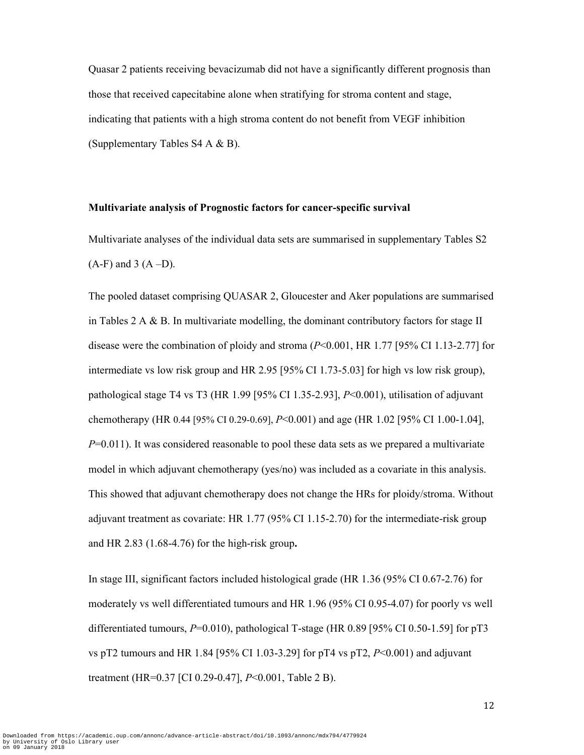Quasar 2 patients receiving bevacizumab did not have a significantly different prognosis than those that received capecitabine alone when stratifying for stroma content and stage, indicating that patients with a high stroma content do not benefit from VEGF inhibition (Supplementary Tables S4 A & B).

**Multivariate analysis of Prognostic factors for cancer-specific survival**

Multivariate analyses of the individual data sets are summarised in supplementary Tables S2 (A-F) and 3 (A –D).

The pooled dataset comprising QUASAR 2, Gloucester and Aker populations are summarised in Tables 2 A & B. In multivariate modelling, the dominant contributory factors for stage II disease were the combination of ploidy and stroma (*P*<0.001, HR 1.77 [95% CI 1.13-2.77] for intermediate vs low risk group and HR 2.95 [95% CI 1.73-5.03] for high vs low risk group), pathological stage T4 vs T3 (HR 1.99 [95% CI 1.35-2.93], *P*<0.001), utilisation of adjuvant chemotherapy (HR 0.44 [95% CI 0.29-0.69], *P*<0.001) and age (HR 1.02 [95% CI 1.00-1.04], *P*=0.011). It was considered reasonable to pool these data sets as we prepared a multivariate model in which adjuvant chemotherapy (yes/no) was included as a covariate in this analysis. This showed that adjuvant chemotherapy does not change the HRs for ploidy/stroma. Without adjuvant treatment as covariate: HR 1.77 (95% CI 1.15-2.70) for the intermediate-risk group and HR 2.83 (1.68-4.76) for the high-risk group**.**

In stage III, significant factors included histological grade (HR 1.36 (95% CI 0.67-2.76) for moderately vs well differentiated tumours and HR 1.96 (95% CI 0.95-4.07) for poorly vs well differentiated tumours, *P*=0.010), pathological T-stage (HR 0.89 [95% CI 0.50-1.59] for pT3 vs pT2 tumours and HR 1.84 [95% CI 1.03-3.29] for pT4 vs pT2, *P*<0.001) and adjuvant treatment (HR=0.37 [CI 0.29-0.47], *P*<0.001, Table 2 B).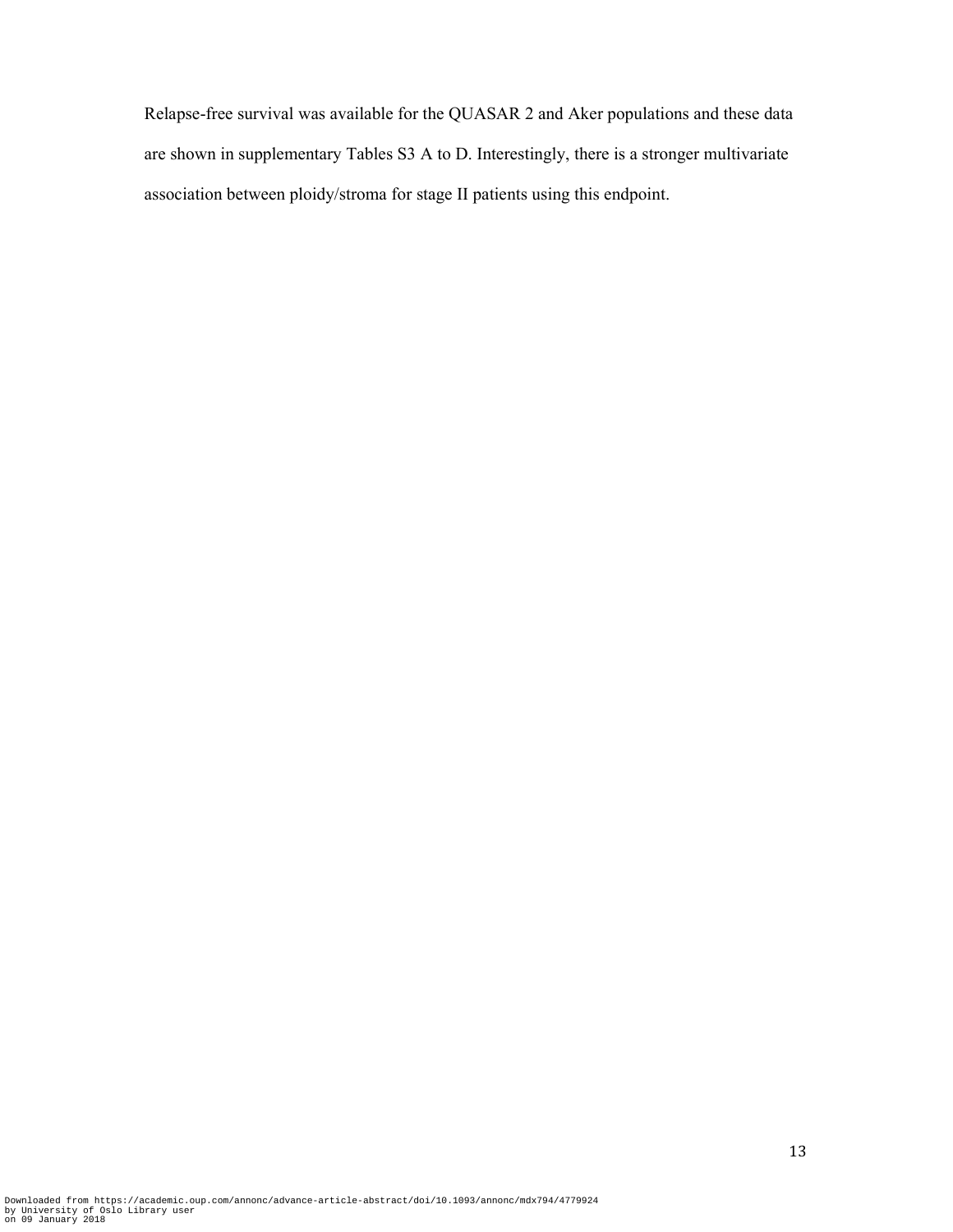Relapse-free survival was available for the QUASAR 2 and Aker populations and these data are shown in supplementary Tables S3 A to D. Interestingly, there is a stronger multivariate association between ploidy/stroma for stage II patients using this endpoint.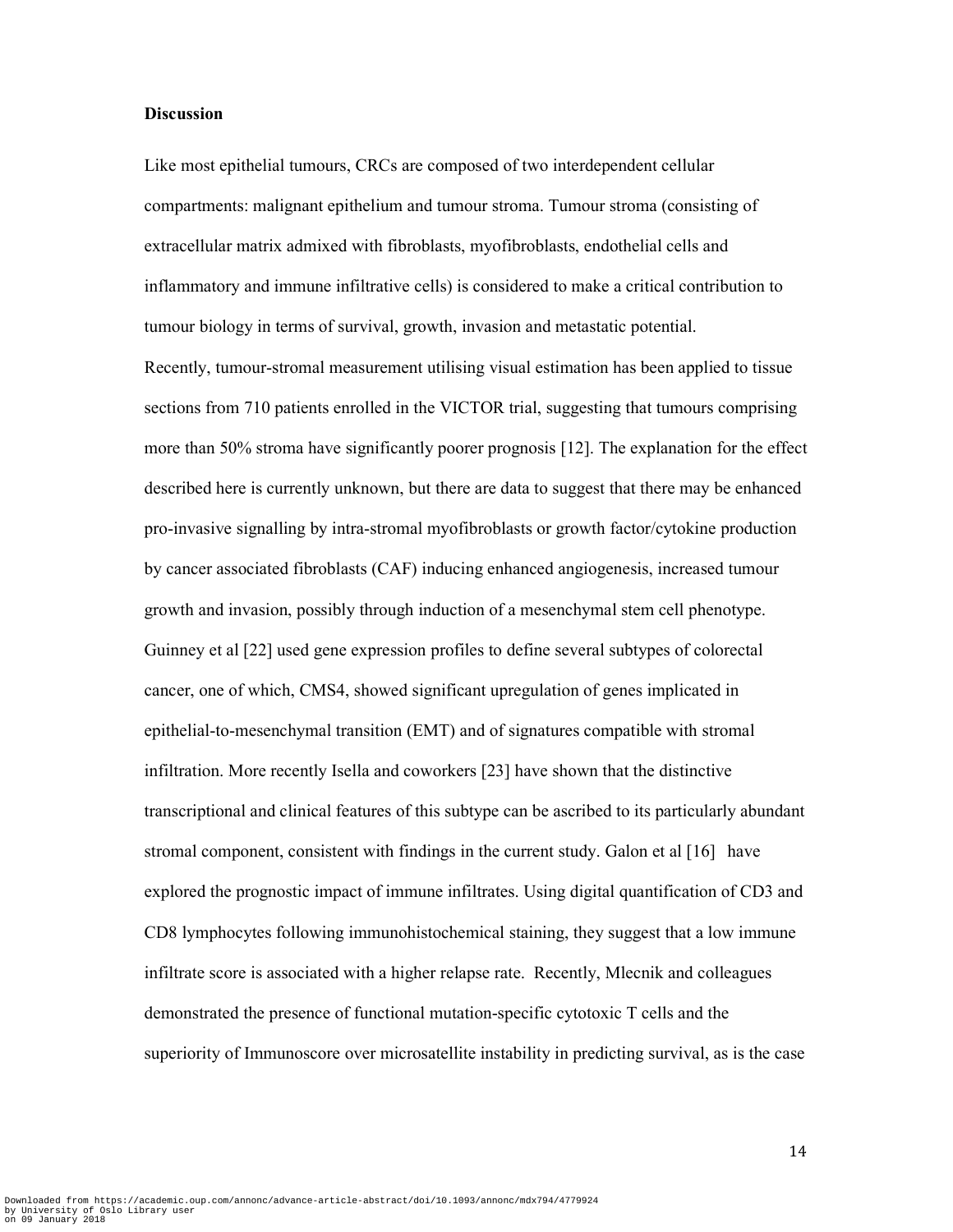**Discussion**

Like most epithelial tumours, CRCs are composed of two interdependent cellular compartments: malignant epithelium and tumour stroma. Tumour stroma (consisting of extracellular matrix admixed with fibroblasts, myofibroblasts, endothelial cells and inflammatory and immune infiltrative cells) is considered to make a critical contribution to tumour biology in terms of survival, growth, invasion and metastatic potential.

Recently, tumour-stromal measurement utilising visual estimation has been applied to tissue sections from 710 patients enrolled in the VICTOR trial, suggesting that tumours comprising more than 50% stroma have significantly poorer prognosis [12]. The explanation for the effect described here is currently unknown, but there are data to suggest that there may be enhanced pro-invasive signalling by intra-stromal myofibroblasts or growth factor/cytokine production by cancer associated fibroblasts (CAF) inducing enhanced angiogenesis, increased tumour growth and invasion, possibly through induction of a mesenchymal stem cell phenotype. Guinney et al [22] used gene expression profiles to define several subtypes of colorectal cancer, one of which, CMS4, showed significant upregulation of genes implicated in epithelial-to-mesenchymal transition (EMT) and of signatures compatible with stromal infiltration. More recently Isella and coworkers [23] have shown that the distinctive transcriptional and clinical features of this subtype can be ascribed to its particularly abundant stromal component, consistent with findings in the current study. Galon et al [16] have explored the prognostic impact of immune infiltrates. Using digital quantification of CD3 and CD8 lymphocytes following immunohistochemical staining, they suggest that a low immune infiltrate score is associated with a higher relapse rate. Recently, Mlecnik and colleagues demonstrated the presence of functional mutation-specific cytotoxic T cells and the superiority of Immunoscore over microsatellite instability in predicting survival, as is the case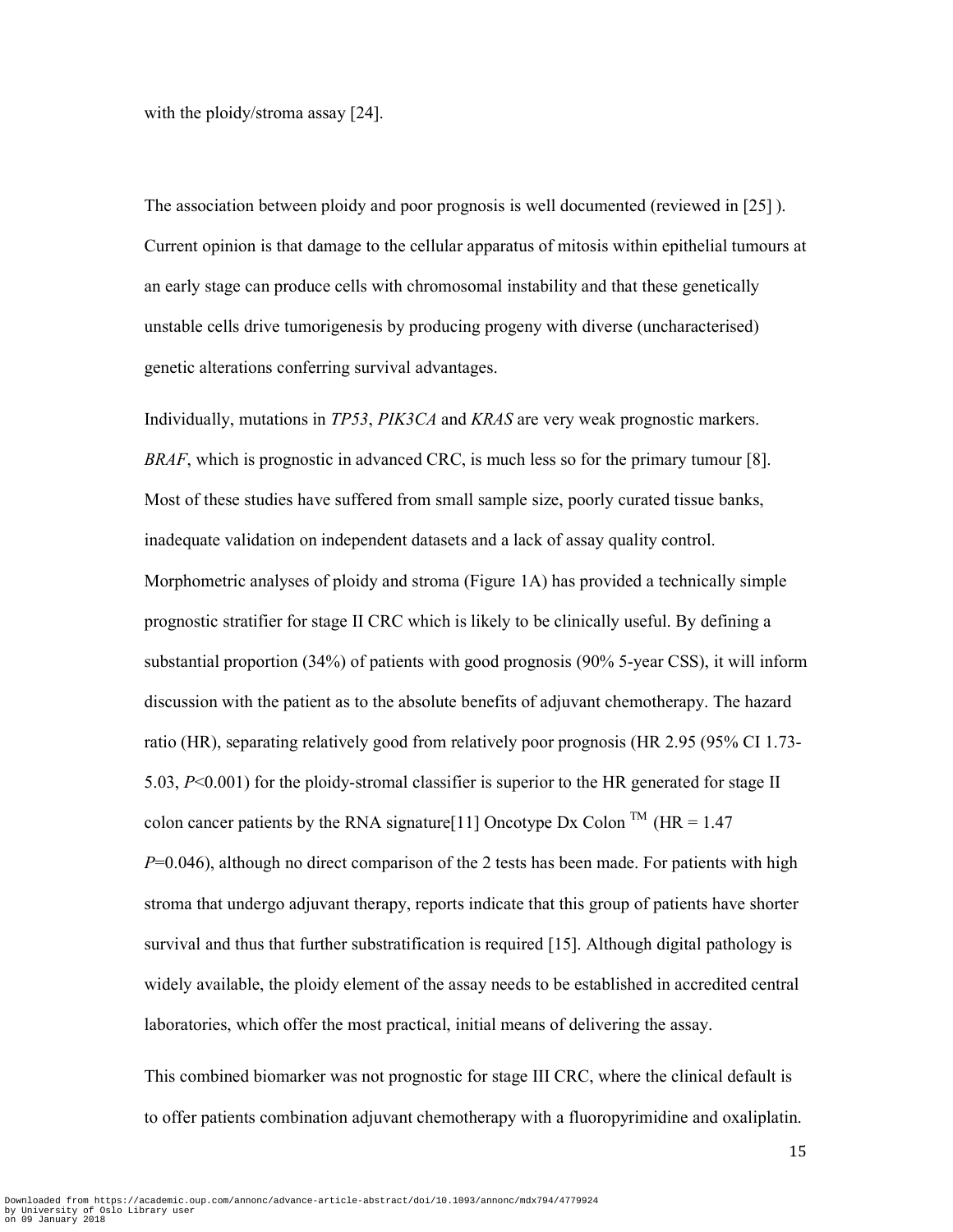with the ploidy/stroma assay [24].

The association between ploidy and poor prognosis is well documented (reviewed in [25] ). Current opinion is that damage to the cellular apparatus of mitosis within epithelial tumours at an early stage can produce cells with chromosomal instability and that these genetically unstable cells drive tumorigenesis by producing progeny with diverse (uncharacterised) genetic alterations conferring survival advantages.

Individually, mutations in *TP53*, *PIK3CA* and *KRAS* are very weak prognostic markers. *BRAF*, which is prognostic in advanced CRC, is much less so for the primary tumour [8]. Most of these studies have suffered from small sample size, poorly curated tissue banks, inadequate validation on independent datasets and a lack of assay quality control. Morphometric analyses of ploidy and stroma (Figure 1A) has provided a technically simple prognostic stratifier for stage II CRC which is likely to be clinically useful. By defining a substantial proportion (34%) of patients with good prognosis (90% 5-year CSS), it will inform discussion with the patient as to the absolute benefits of adjuvant chemotherapy. The hazard ratio (HR), separating relatively good from relatively poor prognosis (HR 2.95 (95% CI 1.73-5.03, $P<0.001$) for the ploidy-stromal classifier is superior to the HR generated for stage II colon cancer patients by the RNA signature[11] Oncotype Dx Colon ™ (HR = 1.47 $P=0.046$), although no direct comparison of the 2 tests has been made. For patients with high stroma that undergo adjuvant therapy, reports indicate that this group of patients have shorter survival and thus that further substratification is required [15]. Although digital pathology is widely available, the ploidy element of the assay needs to be established in accredited central laboratories, which offer the most practical, initial means of delivering the assay.

This combined biomarker was not prognostic for stage III CRC, where the clinical default is to offer patients combination adjuvant chemotherapy with a fluoropyrimidine and oxaliplatin.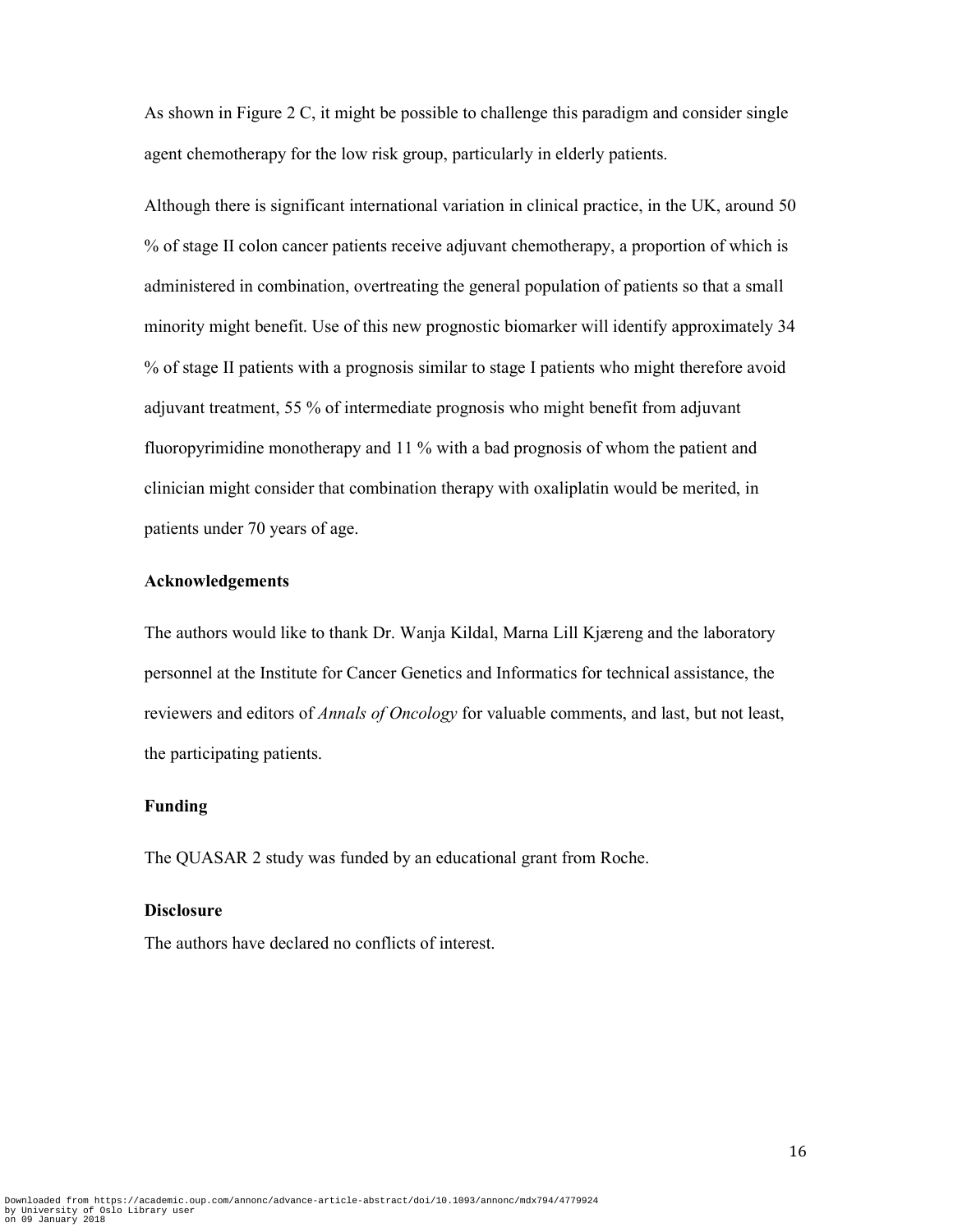As shown in Figure 2 C, it might be possible to challenge this paradigm and consider single agent chemotherapy for the low risk group, particularly in elderly patients.

Although there is significant international variation in clinical practice, in the UK, around 50 % of stage II colon cancer patients receive adjuvant chemotherapy, a proportion of which is administered in combination, overtreating the general population of patients so that a small minority might benefit. Use of this new prognostic biomarker will identify approximately 34 % of stage II patients with a prognosis similar to stage I patients who might therefore avoid adjuvant treatment, 55 % of intermediate prognosis who might benefit from adjuvant fluoropyrimidine monotherapy and 11 % with a bad prognosis of whom the patient and clinician might consider that combination therapy with oxaliplatin would be merited, in patients under 70 years of age.

### Acknowledgements

The authors would like to thank Dr. Wanja Kildal, Marna Lill Kjæreng and the laboratory personnel at the Institute for Cancer Genetics and Informatics for technical assistance, the reviewers and editors of *Annals of Oncology* for valuable comments, and last, but not least, the participating patients.

### Funding

The QUASAR 2 study was funded by an educational grant from Roche.

### Disclosure

The authors have declared no conflicts of interest.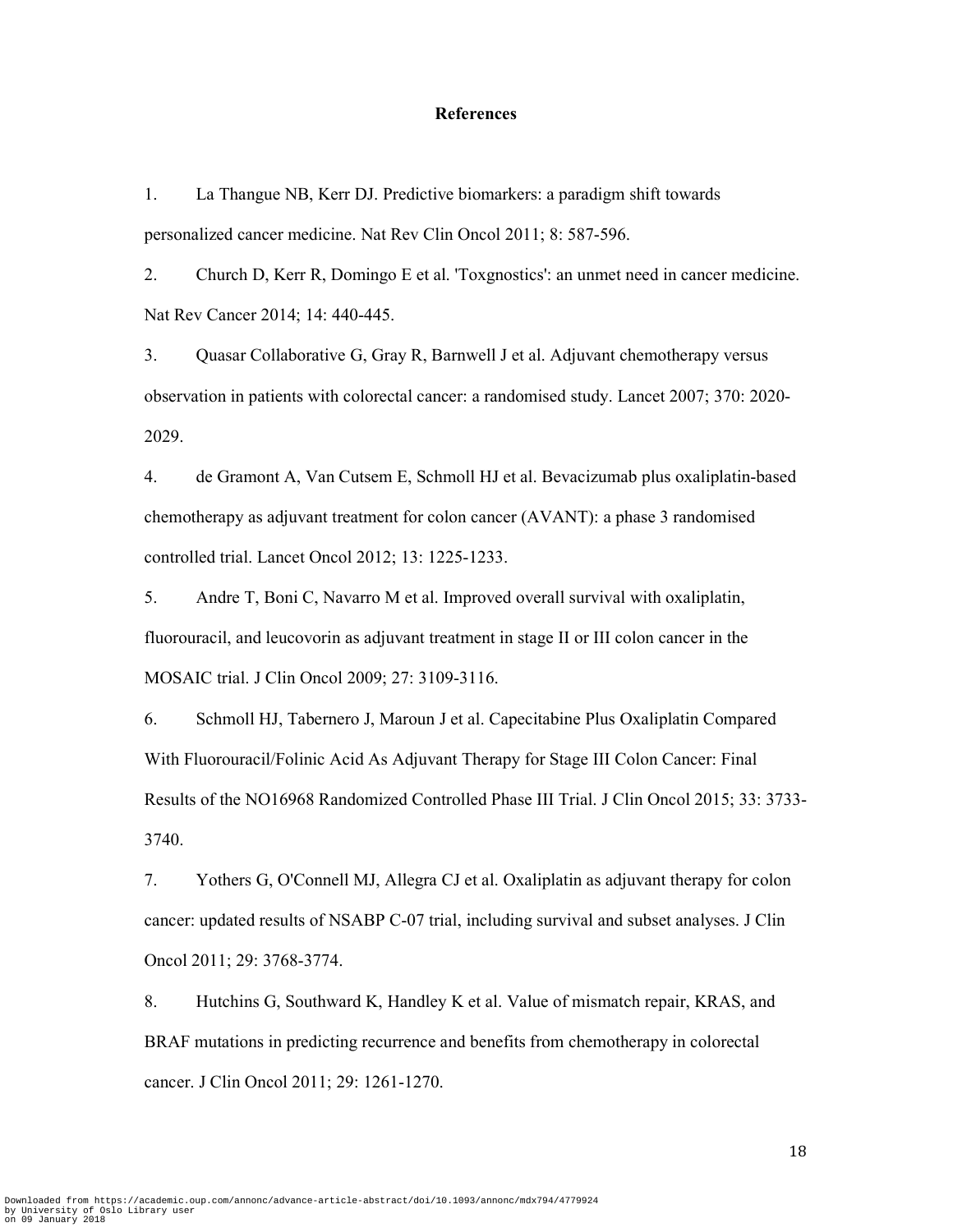## References

1. La Thangue NB, Kerr DJ. Predictive biomarkers: a paradigm shift towards personalized cancer medicine. Nat Rev Clin Oncol 2011; 8: 587-596.

2. Church D, Kerr R, Domingo E et al. 'Toxgnostics': an unmet need in cancer medicine. Nat Rev Cancer 2014; 14: 440-445.

3. Quasar Collaborative G, Gray R, Barnwell J et al. Adjuvant chemotherapy versus observation in patients with colorectal cancer: a randomised study. Lancet 2007; 370: 2020-2029.

4. de Gramont A, Van Cutsem E, Schmoll HJ et al. Bevacizumab plus oxaliplatin-based chemotherapy as adjuvant treatment for colon cancer (AVANT): a phase 3 randomised controlled trial. Lancet Oncol 2012; 13: 1225-1233.

5. Andre T, Boni C, Navarro M et al. Improved overall survival with oxaliplatin, fluorouracil, and leucovorin as adjuvant treatment in stage II or III colon cancer in the MOSAIC trial. J Clin Oncol 2009; 27: 3109-3116.

6. Schmoll HJ, Tabernero J, Maroun J et al. Capecitabine Plus Oxaliplatin Compared With Fluorouracil/Folinic Acid As Adjuvant Therapy for Stage III Colon Cancer: Final Results of the NO16968 Randomized Controlled Phase III Trial. J Clin Oncol 2015; 33: 3733-3740.

7. Yothers G, O'Connell MJ, Allegra CJ et al. Oxaliplatin as adjuvant therapy for colon cancer: updated results of NSABP C-07 trial, including survival and subset analyses. J Clin Oncol 2011; 29: 3768-3774.

8. Hutchins G, Southward K, Handley K et al. Value of mismatch repair, KRAS, and BRAF mutations in predicting recurrence and benefits from chemotherapy in colorectal cancer. J Clin Oncol 2011; 29: 1261-1270.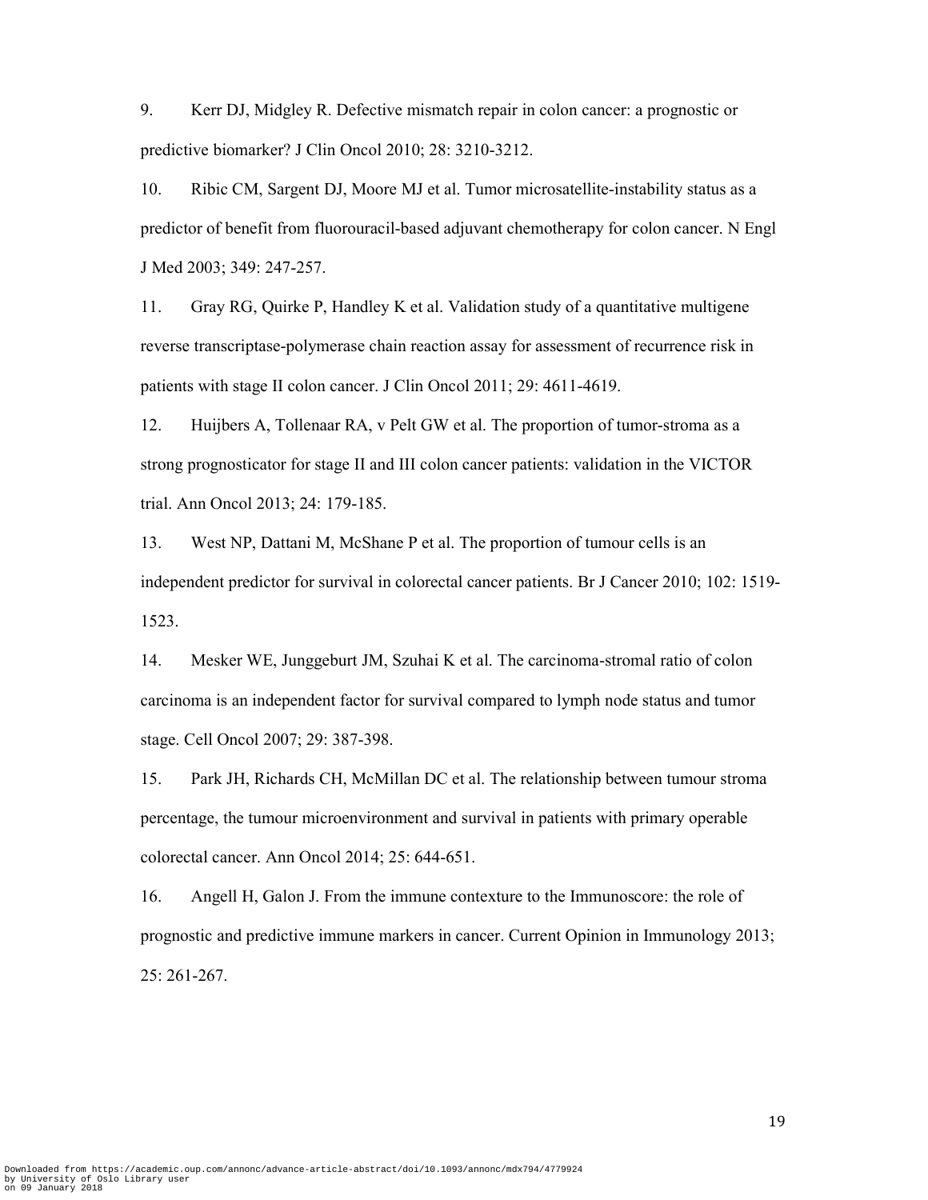9. Kerr DJ, Midgley R. Defective mismatch repair in colon cancer: a prognostic or predictive biomarker? J Clin Oncol 2010; 28: 3210-3212.

10. Ribic CM, Sargent DJ, Moore MJ et al. Tumor microsatellite-instability status as a predictor of benefit from fluorouracil-based adjuvant chemotherapy for colon cancer. N Engl J Med 2003; 349: 247-257.

11. Gray RG, Quirke P, Handley K et al. Validation study of a quantitative multigene reverse transcriptase-polymerase chain reaction assay for assessment of recurrence risk in patients with stage II colon cancer. J Clin Oncol 2011; 29: 4611-4619.

12. Huijbers A, Tollenaar RA, v Pelt GW et al. The proportion of tumor-stroma as a strong prognosticator for stage II and III colon cancer patients: validation in the VICTOR trial. Ann Oncol 2013; 24: 179-185.

13. West NP, Dattani M, McShane P et al. The proportion of tumour cells is an independent predictor for survival in colorectal cancer patients. Br J Cancer 2010; 102: 1519-1523.

14. Mesker WE, Junggeburt JM, Szuhai K et al. The carcinoma-stromal ratio of colon carcinoma is an independent factor for survival compared to lymph node status and tumor stage. Cell Oncol 2007; 29: 387-398.

15. Park JH, Richards CH, McMillan DC et al. The relationship between tumour stroma percentage, the tumour microenvironment and survival in patients with primary operable colorectal cancer. Ann Oncol 2014; 25: 644-651.

16. Angell H, Galon J. From the immune contexture to the Immunoscore: the role of prognostic and predictive immune markers in cancer. Current Opinion in Immunology 2013; 25: 261-267.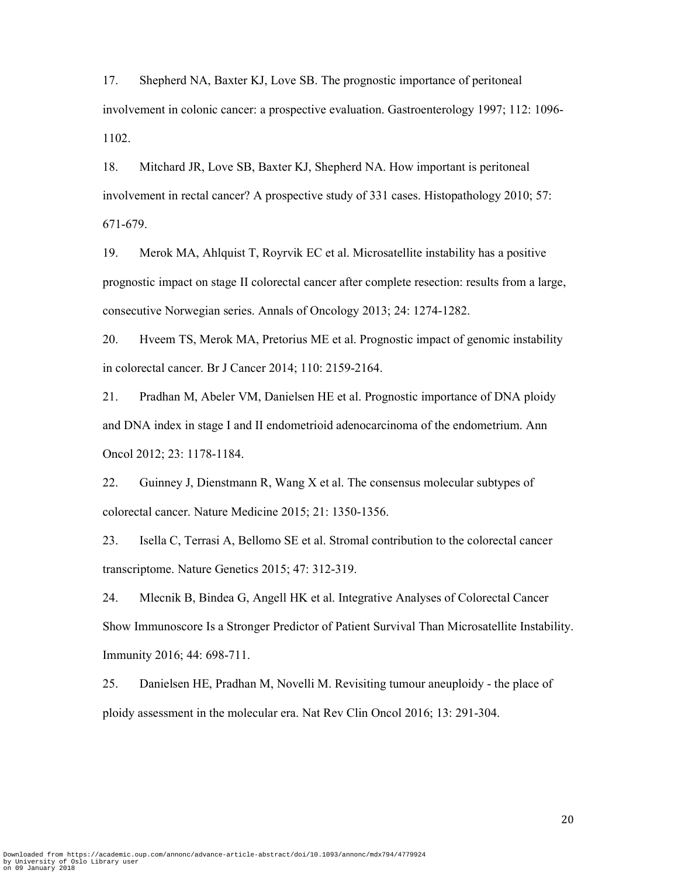17. Shepherd NA, Baxter KJ, Love SB. The prognostic importance of peritoneal involvement in colonic cancer: a prospective evaluation. Gastroenterology 1997; 112: 1096-1102.

18. Mitchard JR, Love SB, Baxter KJ, Shepherd NA. How important is peritoneal involvement in rectal cancer? A prospective study of 331 cases. Histopathology 2010; 57: 671-679.

19. Merok MA, Ahlquist T, Royrvik EC et al. Microsatellite instability has a positive prognostic impact on stage II colorectal cancer after complete resection: results from a large, consecutive Norwegian series. Annals of Oncology 2013; 24: 1274-1282.

20. Hveem TS, Merok MA, Pretorius ME et al. Prognostic impact of genomic instability in colorectal cancer. Br J Cancer 2014; 110: 2159-2164.

21. Pradhan M, Abeler VM, Danielsen HE et al. Prognostic importance of DNA ploidy and DNA index in stage I and II endometrioid adenocarcinoma of the endometrium. Ann Oncol 2012; 23: 1178-1184.

22. Guinney J, Dienstmann R, Wang X et al. The consensus molecular subtypes of colorectal cancer. Nature Medicine 2015; 21: 1350-1356.

23. Isella C, Terrasi A, Bellomo SE et al. Stromal contribution to the colorectal cancer transcriptome. Nature Genetics 2015; 47: 312-319.

24. Mlecnik B, Bindea G, Angell HK et al. Integrative Analyses of Colorectal Cancer Show Immunoscore Is a Stronger Predictor of Patient Survival Than Microsatellite Instability. Immunity 2016; 44: 698-711.

25. Danielsen HE, Pradhan M, Novelli M. Revisiting tumour aneuploidy - the place of ploidy assessment in the molecular era. Nat Rev Clin Oncol 2016; 13: 291-304.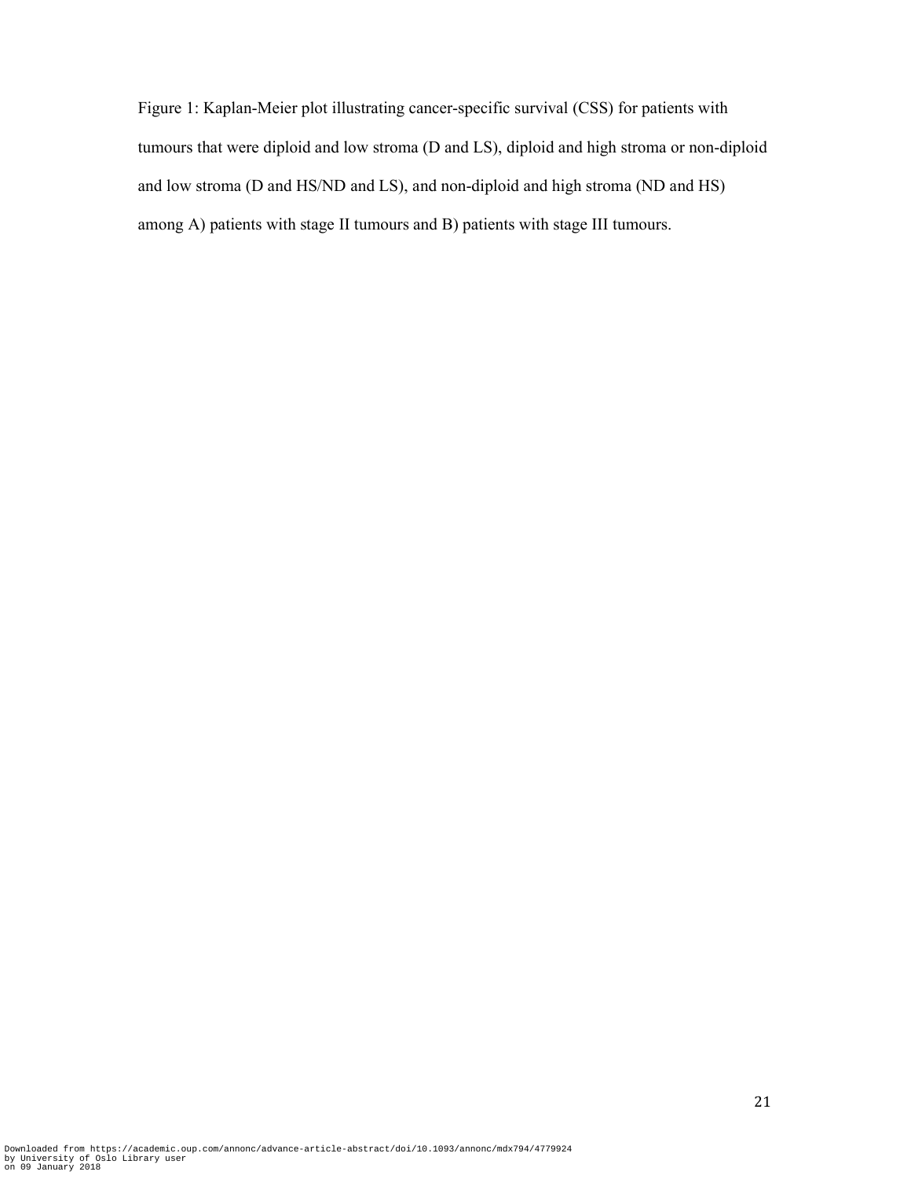Figure 1: Kaplan-Meier plot illustrating cancer-specific survival (CSS) for patients with tumours that were diploid and low stroma (D and LS), diploid and high stroma or non-diploid and low stroma (D and HS/ND and LS), and non-diploid and high stroma (ND and HS) among A) patients with stage II tumours and B) patients with stage III tumours.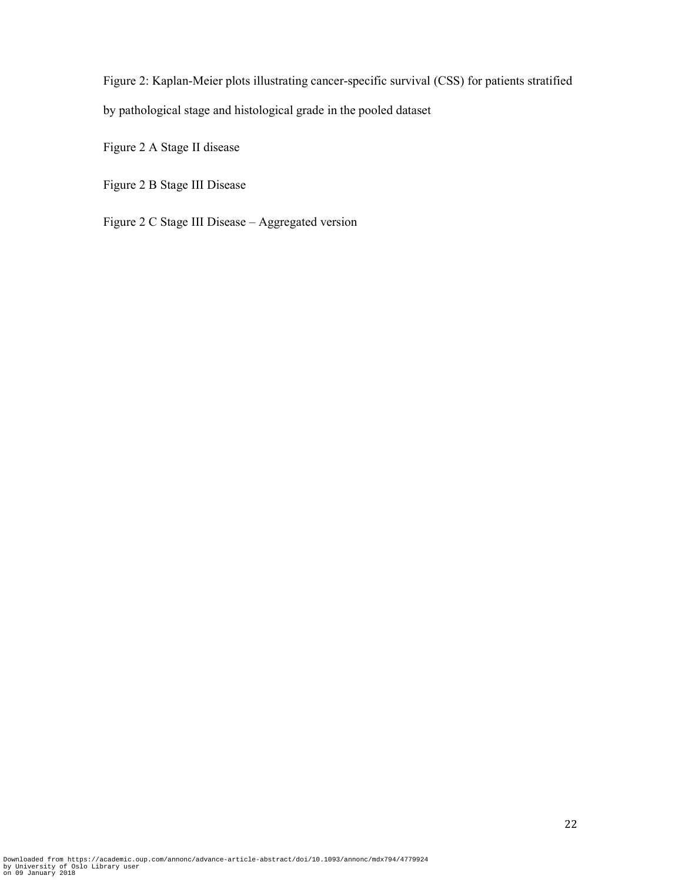Figure 2: Kaplan-Meier plots illustrating cancer-specific survival (CSS) for patients stratified by pathological stage and histological grade in the pooled dataset

Figure 2 A Stage II disease

Figure 2 B Stage III Disease

Figure 2 C Stage III Disease – Aggregated version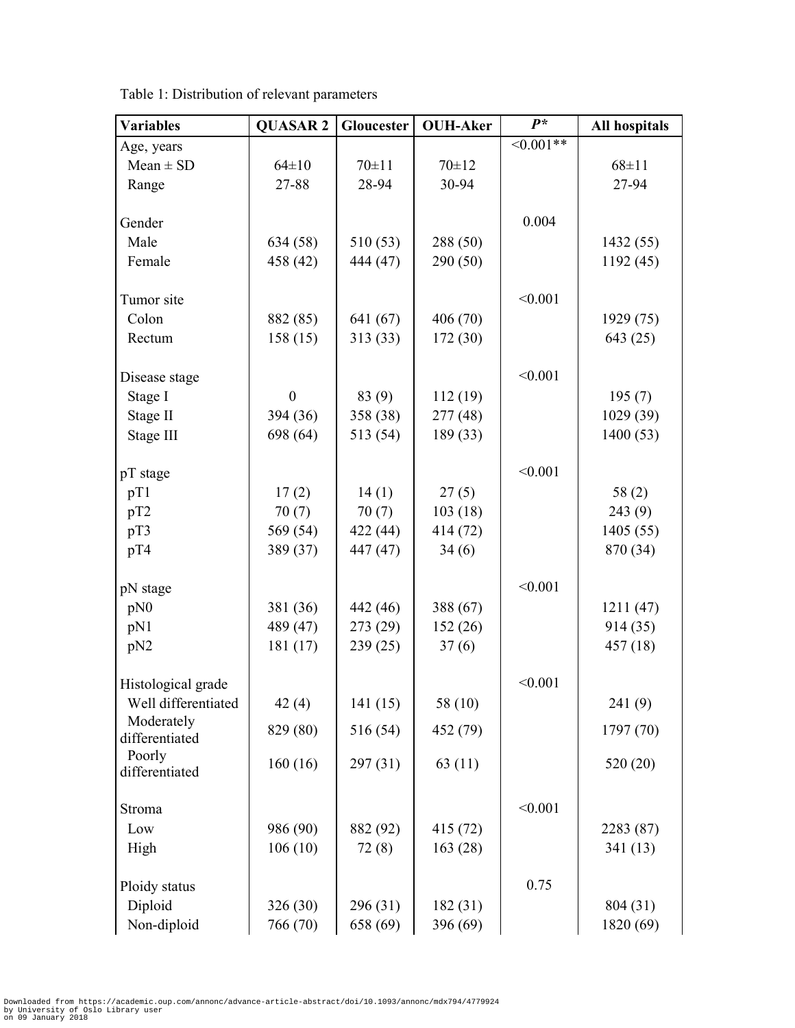Table 1: Distribution of relevant parameters

| Variables | QUASAR 2 | Gloucester | OUH-Aker | *P** | All hospitals |
|---|---|---|---|---|---|
| Age, years | | | | <0.001** | |
| Mean ± SD | 64±10 | 70±11 | 70±12 | | 68±11 |
| Range | 27-88 | 28-94 | 30-94 | | 27-94 |
| | | | | | |
| Gender | | | | 0.004 | |
| Male | 634 (58) | 510 (53) | 288 (50) | | 1432 (55) |
| Female | 458 (42) | 444 (47) | 290 (50) | | 1192 (45) |
| | | | | | |
| Tumor site | | | | <0.001 | |
| Colon | 882 (85) | 641 (67) | 406 (70) | | 1929 (75) |
| Rectum | 158 (15) | 313 (33) | 172 (30) | | 643 (25) |
| | | | | | |
| Disease stage | | | | <0.001 | |
| Stage I | 0 | 83 (9) | 112 (19) | | 195 (7) |
| Stage II | 394 (36) | 358 (38) | 277 (48) | | 1029 (39) |
| Stage III | 698 (64) | 513 (54) | 189 (33) | | 1400 (53) |
| | | | | | |
| pT stage | | | | <0.001 | |
| pT1 | 17 (2) | 14 (1) | 27 (5) | | 58 (2) |
| pT2 | 70 (7) | 70 (7) | 103 (18) | | 243 (9) |
| pT3 | 569 (54) | 422 (44) | 414 (72) | | 1405 (55) |
| pT4 | 389 (37) | 447 (47) | 34 (6) | | 870 (34) |
| | | | | | |
| pN stage | | | | <0.001 | |
| pN0 | 381 (36) | 442 (46) | 388 (67) | | 1211 (47) |
| pN1 | 489 (47) | 273 (29) | 152 (26) | | 914 (35) |
| pN2 | 181 (17) | 239 (25) | 37 (6) | | 457 (18) |
| | | | | | |
| Histological grade | | | | <0.001 | |
| Well differentiated | 42 (4) | 141 (15) | 58 (10) | | 241 (9) |
| Moderately differentiated | 829 (80) | 516 (54) | 452 (79) | | 1797 (70) |
| Poorly differentiated | 160 (16) | 297 (31) | 63 (11) | | 520 (20) |
| | | | | | |
| Stroma | | | | <0.001 | |
| Low | 986 (90) | 882 (92) | 415 (72) | | 2283 (87) |
| High | 106 (10) | 72 (8) | 163 (28) | | 341 (13) |
| | | | | | |
| Ploidy status | | | | 0.75 | |
| Diploid | 326 (30) | 296 (31) | 182 (31) | | 804 (31) |
| Non-diploid | 766 (70) | 658 (69) | 396 (69) | | 1820 (69) |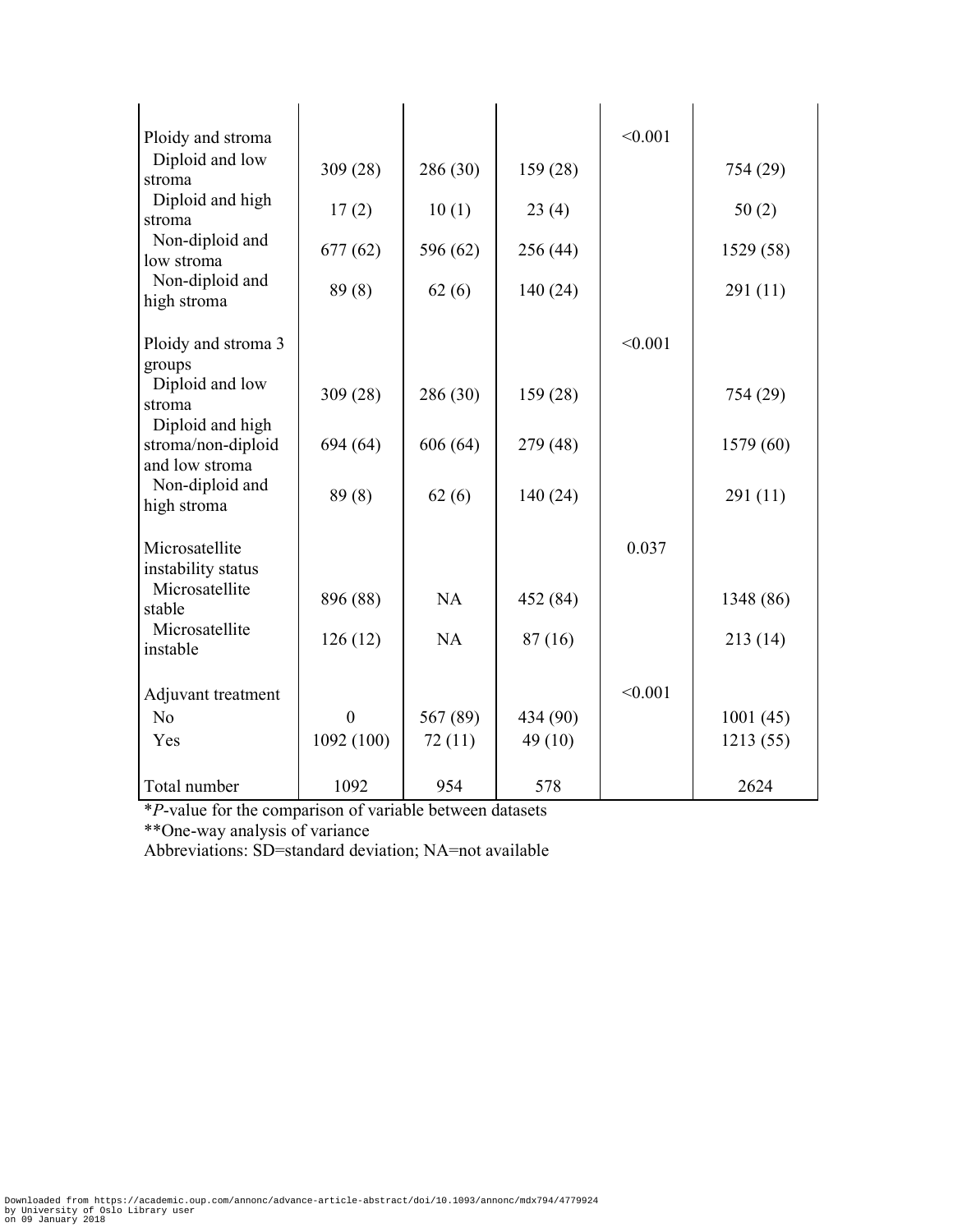| | | | | | |
|---|---|---|---|---|---|
| Ploidy and stroma | | | | <0.001 | |
| Diploid and low stroma | 309 (28) | 286 (30) | 159 (28) | | 754 (29) |
| Diploid and high stroma | 17 (2) | 10 (1) | 23 (4) | | 50 (2) |
| Non-diploid and low stroma | 677 (62) | 596 (62) | 256 (44) | | 1529 (58) |
| Non-diploid and high stroma | 89 (8) | 62 (6) | 140 (24) | | 291 (11) |
| Ploidy and stroma 3 groups | | | | <0.001 | |
| Diploid and low stroma | 309 (28) | 286 (30) | 159 (28) | | 754 (29) |
| Diploid and high stroma/non-diploid and low stroma | 694 (64) | 606 (64) | 279 (48) | | 1579 (60) |
| Non-diploid and high stroma | 89 (8) | 62 (6) | 140 (24) | | 291 (11) |
| Microsatellite instability status | | | | 0.037 | |
| Microsatellite stable | 896 (88) | NA | 452 (84) | | 1348 (86) |
| Microsatellite instable | 126 (12) | NA | 87 (16) | | 213 (14) |
| Adjuvant treatment | | | | <0.001 | |
| No | 0 | 567 (89) | 434 (90) | | 1001 (45) |
| Yes | 1092 (100) | 72 (11) | 49 (10) | | 1213 (55) |
| Total number | 1092 | 954 | 578 | | 2624 |

**P*-value for the comparison of variable between datasets

**One-way analysis of variance

Abbreviations: SD=standard deviation; NA=not available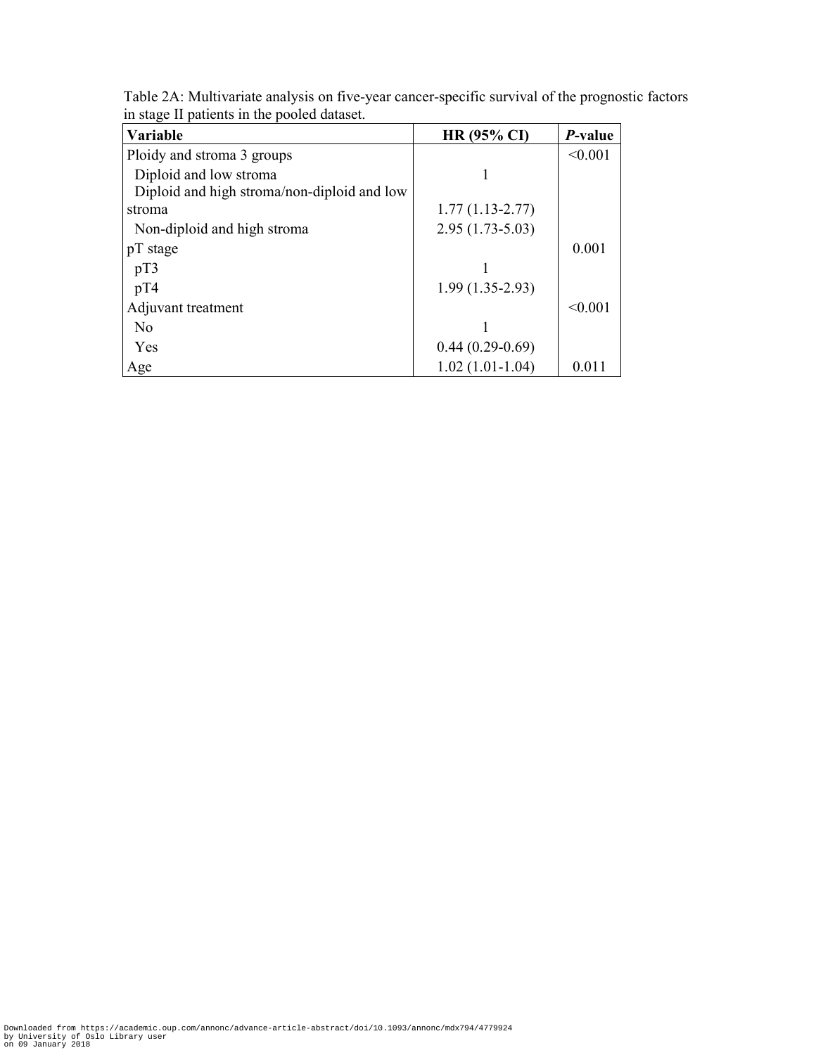Table 2A: Multivariate analysis on five-year cancer-specific survival of the prognostic factors in stage II patients in the pooled dataset.

| **Variable** | **HR (95% CI)** | ***P*-value** |
|---|---|---|
| Ploidy and stroma 3 groups | | <0.001 |
| Diploid and low stroma | 1 | |
| Diploid and high stroma/non-diploid and low stroma | 1.77 (1.13-2.77) | |
| Non-diploid and high stroma | 2.95 (1.73-5.03) | |
| pT stage | | 0.001 |
| pT3 | 1 | |
| pT4 | 1.99 (1.35-2.93) | |
| Adjuvant treatment | | <0.001 |
| No | 1 | |
| Yes | 0.44 (0.29-0.69) | |
| Age | 1.02 (1.01-1.04) | 0.011 |

Downloaded from https://academic.oup.com/annonc/advance-article-abstract/doi/10.1093/annonc/mdx794/4779924 by University of Oslo Library user on 09 January 2018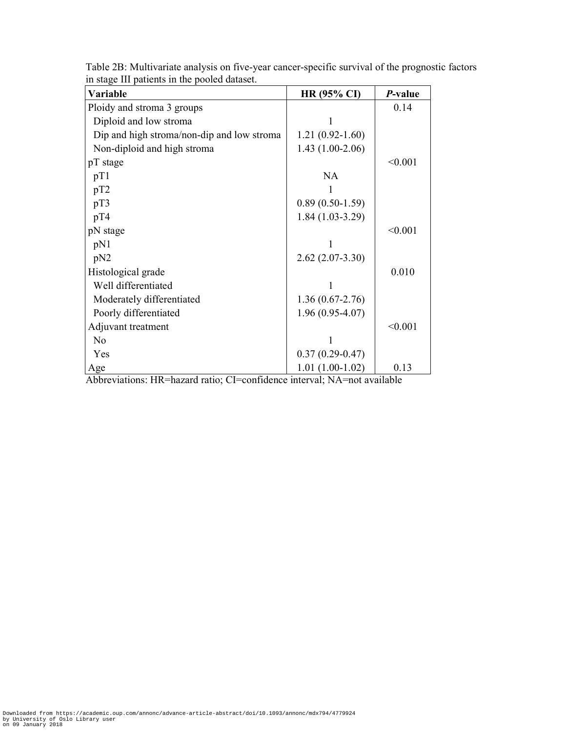Table 2B: Multivariate analysis on five-year cancer-specific survival of the prognostic factors in stage III patients in the pooled dataset.

| **Variable** | **HR (95% CI)** | ***P*-value** |
| --- | --- | --- |
| Ploidy and stroma 3 groups | | 0.14 |
| Diploid and low stroma | 1 | |
| Dip and high stroma/non-dip and low stroma | 1.21 (0.92-1.60) | |
| Non-diploid and high stroma | 1.43 (1.00-2.06) | |
| pT stage | | <0.001 |
| pT1 | NA | |
| pT2 | 1 | |
| pT3 | 0.89 (0.50-1.59) | |
| pT4 | 1.84 (1.03-3.29) | |
| pN stage | | <0.001 |
| pN1 | 1 | |
| pN2 | 2.62 (2.07-3.30) | |
| Histological grade | | 0.010 |
| Well differentiated | 1 | |
| Moderately differentiated | 1.36 (0.67-2.76) | |
| Poorly differentiated | 1.96 (0.95-4.07) | |
| Adjuvant treatment | | <0.001 |
| No | 1 | |
| Yes | 0.37 (0.29-0.47) | |
| Age | 1.01 (1.00-1.02) | 0.13 |

Abbreviations: HR=hazard ratio; CI=confidence interval; NA=not available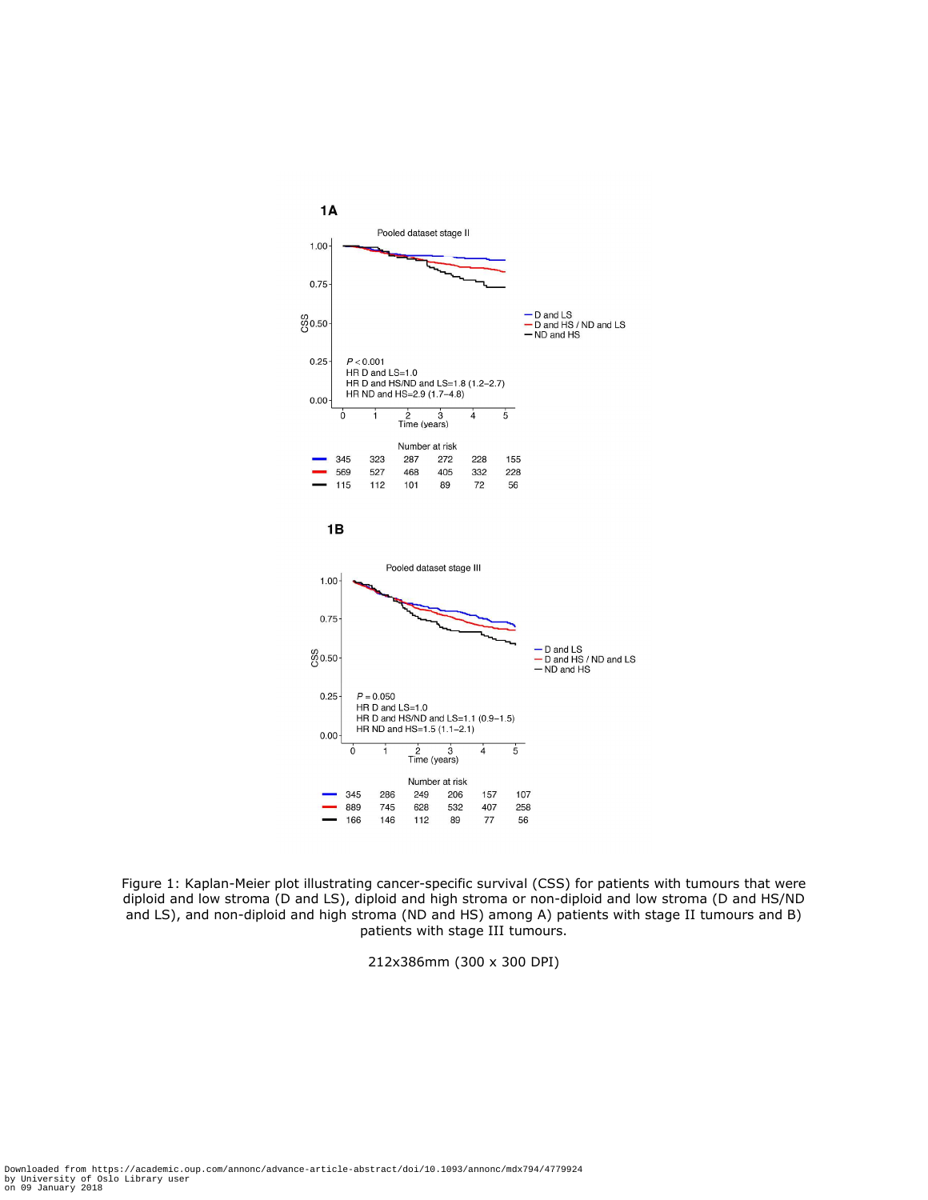**1A**

Pooled dataset stage II

$P < 0.001$
HR D and LS=1.0
HR D and HS/ND and LS=1.8 (1.2–2.7)
HR ND and HS=2.9 (1.7–4.8)

— D and LS
— D and HS / ND and LS
— ND and HS

Number at risk

| | 0 | 1 | 2 | 3 | 4 | 5 |
|---|---|---|---|---|---|---|
| D and LS | 345 | 323 | 287 | 272 | 228 | 155 |
| D and HS / ND and LS | 569 | 527 | 468 | 405 | 332 | 228 |
| ND and HS | 115 | 112 | 101 | 89 | 72 | 56 |

**1B**

Pooled dataset stage III

$P = 0.050$
HR D and LS=1.0
HR D and HS/ND and LS=1.1 (0.9–1.5)
HR ND and HS=1.5 (1.1–2.1)

— D and LS
— D and HS / ND and LS
— ND and HS

Number at risk

| | 0 | 1 | 2 | 3 | 4 | 5 |
|---|---|---|---|---|---|---|
| D and LS | 345 | 286 | 249 | 206 | 157 | 107 |
| D and HS / ND and LS | 889 | 745 | 628 | 532 | 407 | 258 |
| ND and HS | 166 | 146 | 112 | 89 | 77 | 56 |

Figure 1: Kaplan-Meier plot illustrating cancer-specific survival (CSS) for patients with tumours that were diploid and low stroma (D and LS), diploid and high stroma or non-diploid and low stroma (D and HS/ND and LS), and non-diploid and high stroma (ND and HS) among A) patients with stage II tumours and B) patients with stage III tumours.

212x386mm (300 x 300 DPI)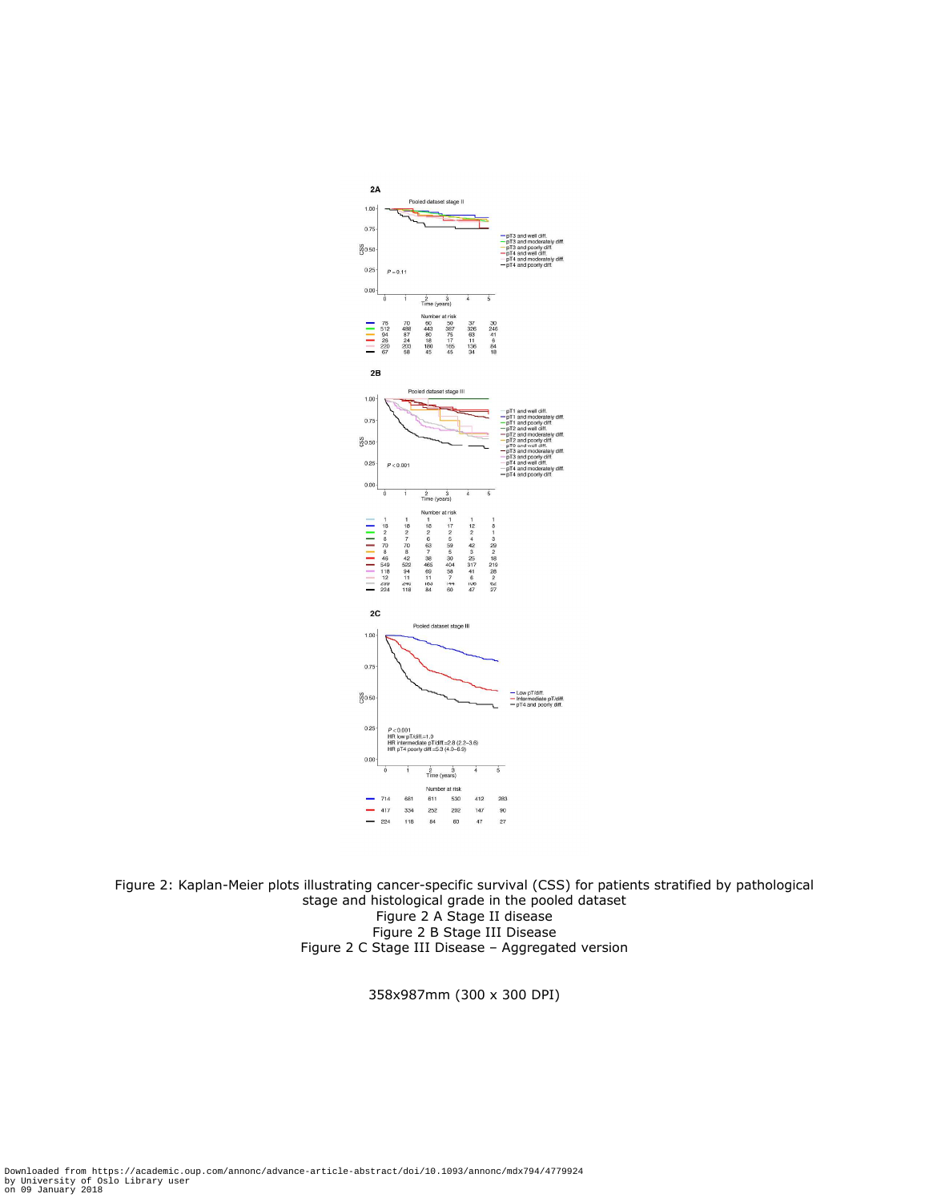2A

Pooled dataset stage II

1.00
0.75
0.50
0.25
0.00

CSS

P = 0.11

0 1 2 3 4 5
Time (years)

pT3 and well diff.
pT3 and moderately diff.
pT3 and poorly diff.
pT4 and well diff.
pT4 and moderately diff.
pT4 and poorly diff.

Number at risk

75 70 60 50 37 30
512 488 443 387 326 246
94 87 80 75 63 41
26 24 18 17 11 6
220 203 180 165 136 84
67 58 45 45 34 18

2B

Pooled dataset stage III

1.00
0.75
0.50
0.25
0.00

CSS

P < 0.001

0 1 2 3 4 5
Time (years)

pT1 and well diff.
pT1 and moderately diff.
pT1 and poorly diff.
pT2 and well diff.
pT2 and moderately diff.
pT2 and poorly diff.
pT3 and well diff.
pT3 and moderately diff.
pT3 and poorly diff.
pT4 and well diff.
pT4 and moderately diff.
pT4 and poorly diff.

Number at risk

1 1 1 1 1 1
18 18 18 17 12 8
2 2 2 2 2 1
8 7 6 5 4 3
70 70 63 59 42 29
8 8 7 5 3 2
46 42 38 30 25 18
549 522 465 404 317 219
118 94 69 58 41 28
12 11 11 7 6 2
239 240 183 144 106 62
224 118 84 60 47 27

2C

Pooled dataset stage III

1.00
0.75
0.50
0.25
0.00

CSS

P < 0.001
HR low pT/diff.=1.0
HR intermediate pT/diff.=2.8 (2.2–3.6)
HR pT4 poorly diff.=5.3 (4.0–6.9)

0 1 2 3 4 5
Time (years)

Low pT/diff.
Intermediate pT/diff.
pT4 and poorly diff.

Number at risk

714 681 611 530 412 283
417 334 252 202 147 90
224 118 84 60 47 27

Figure 2: Kaplan-Meier plots illustrating cancer-specific survival (CSS) for patients stratified by pathological stage and histological grade in the pooled dataset
Figure 2 A Stage II disease
Figure 2 B Stage III Disease
Figure 2 C Stage III Disease – Aggregated version

358x987mm (300 x 300 DPI)